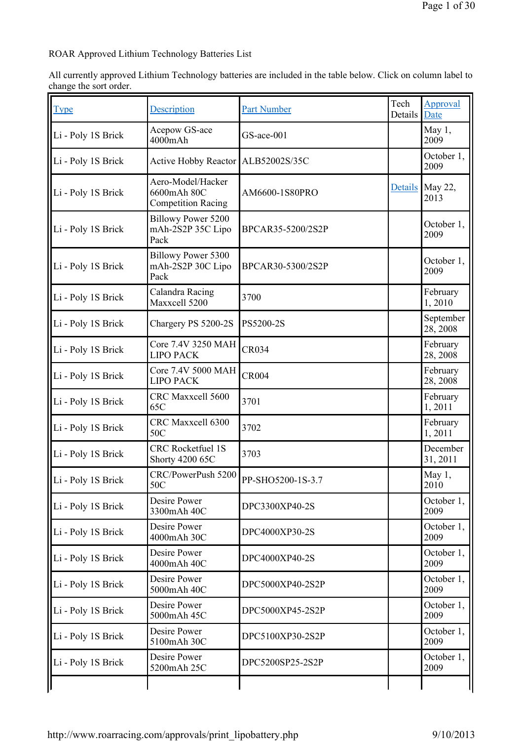ROAR Approved Lithium Technology Batteries List

All currently approved Lithium Technology batteries are included in the table below. Click on column label to change the sort order.

| Type | Description | Part Number | Tech Details | Approval Date |
|---|---|---|---|---|
| Li - Poly 1S Brick | Acepow GS-ace 4000mAh | GS-ace-001 | | May 1, 2009 |
| Li - Poly 1S Brick | Active Hobby Reactor | ALB52002S/35C | | October 1, 2009 |
| Li - Poly 1S Brick | Aero-Model/Hacker 6600mAh 80C Competition Racing | AM6600-1S80PRO | Details | May 22, 2013 |
| Li - Poly 1S Brick | Billowy Power 5200 mAh-2S2P 35C Lipo Pack | BPCAR35-5200/2S2P | | October 1, 2009 |
| Li - Poly 1S Brick | Billowy Power 5300 mAh-2S2P 30C Lipo Pack | BPCAR30-5300/2S2P | | October 1, 2009 |
| Li - Poly 1S Brick | Calandra Racing Maxxcell 5200 | 3700 | | February 1, 2010 |
| Li - Poly 1S Brick | Chargery PS 5200-2S | PS5200-2S | | September 28, 2008 |
| Li - Poly 1S Brick | Core 7.4V 3250 MAH LIPO PACK | CR034 | | February 28, 2008 |
| Li - Poly 1S Brick | Core 7.4V 5000 MAH LIPO PACK | CR004 | | February 28, 2008 |
| Li - Poly 1S Brick | CRC Maxxcell 5600 65C | 3701 | | February 1, 2011 |
| Li - Poly 1S Brick | CRC Maxxcell 6300 50C | 3702 | | February 1, 2011 |
| Li - Poly 1S Brick | CRC Rocketfuel 1S Shorty 4200 65C | 3703 | | December 31, 2011 |
| Li - Poly 1S Brick | CRC/PowerPush 5200 50C | PP-SHO5200-1S-3.7 | | May 1, 2010 |
| Li - Poly 1S Brick | Desire Power 3300mAh 40C | DPC3300XP40-2S | | October 1, 2009 |
| Li - Poly 1S Brick | Desire Power 4000mAh 30C | DPC4000XP30-2S | | October 1, 2009 |
| Li - Poly 1S Brick | Desire Power 4000mAh 40C | DPC4000XP40-2S | | October 1, 2009 |
| Li - Poly 1S Brick | Desire Power 5000mAh 40C | DPC5000XP40-2S2P | | October 1, 2009 |
| Li - Poly 1S Brick | Desire Power 5000mAh 45C | DPC5000XP45-2S2P | | October 1, 2009 |
| Li - Poly 1S Brick | Desire Power 5100mAh 30C | DPC5100XP30-2S2P | | October 1, 2009 |
| Li - Poly 1S Brick | Desire Power 5200mAh 25C | DPC5200SP25-2S2P | | October 1, 2009 |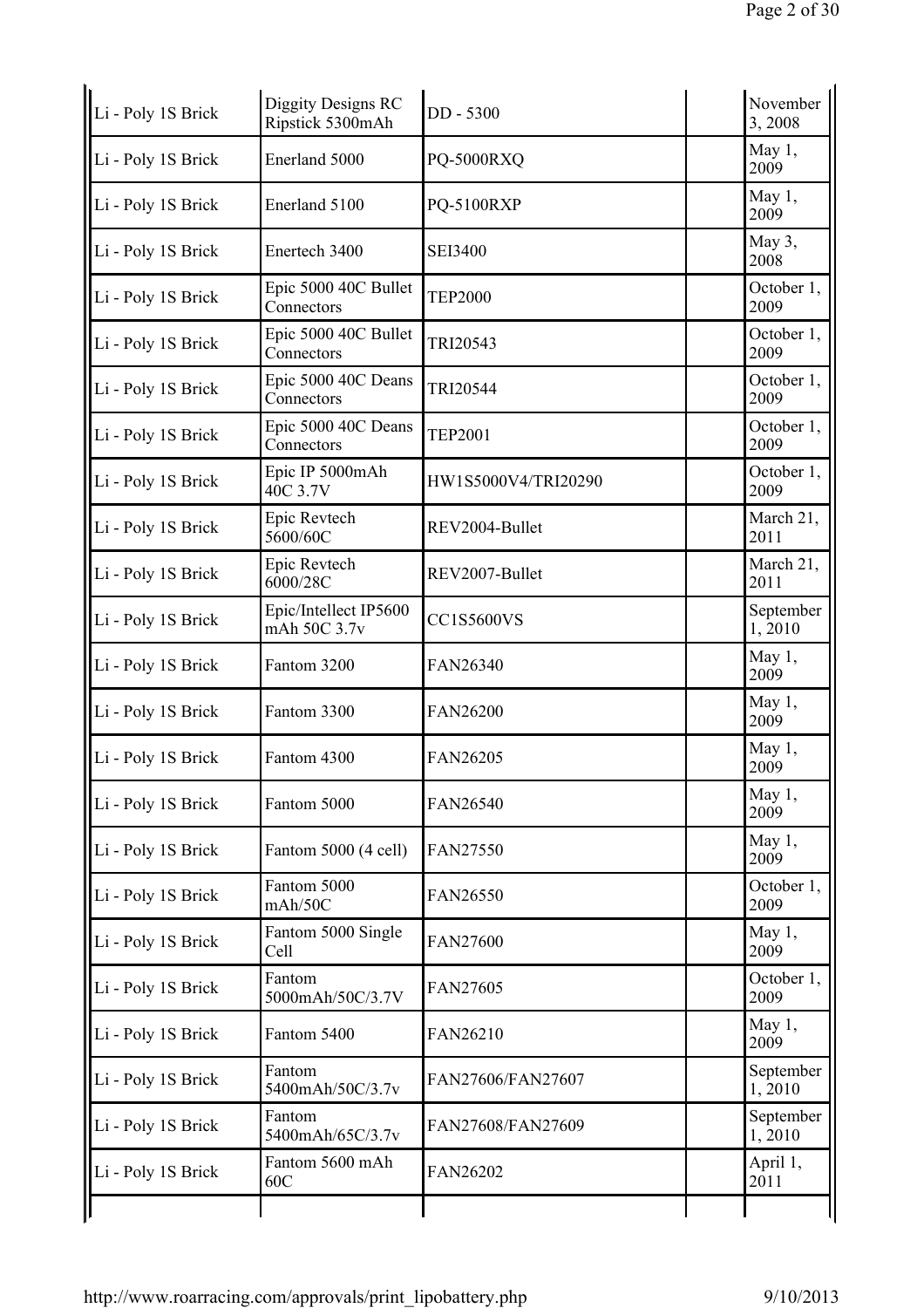| | | | | |
|---|---|---|---|---|
| Li - Poly 1S Brick | Diggity Designs RC Ripstick 5300mAh | DD - 5300 | | November 3, 2008 |
| Li - Poly 1S Brick | Enerland 5000 | PQ-5000RXQ | | May 1, 2009 |
| Li - Poly 1S Brick | Enerland 5100 | PQ-5100RXP | | May 1, 2009 |
| Li - Poly 1S Brick | Enertech 3400 | SEI3400 | | May 3, 2008 |
| Li - Poly 1S Brick | Epic 5000 40C Bullet Connectors | TEP2000 | | October 1, 2009 |
| Li - Poly 1S Brick | Epic 5000 40C Bullet Connectors | TRI20543 | | October 1, 2009 |
| Li - Poly 1S Brick | Epic 5000 40C Deans Connectors | TRI20544 | | October 1, 2009 |
| Li - Poly 1S Brick | Epic 5000 40C Deans Connectors | TEP2001 | | October 1, 2009 |
| Li - Poly 1S Brick | Epic IP 5000mAh 40C 3.7V | HW1S5000V4/TRI20290 | | October 1, 2009 |
| Li - Poly 1S Brick | Epic Revtech 5600/60C | REV2004-Bullet | | March 21, 2011 |
| Li - Poly 1S Brick | Epic Revtech 6000/28C | REV2007-Bullet | | March 21, 2011 |
| Li - Poly 1S Brick | Epic/Intellect IP5600 mAh 50C 3.7v | CC1S5600VS | | September 1, 2010 |
| Li - Poly 1S Brick | Fantom 3200 | FAN26340 | | May 1, 2009 |
| Li - Poly 1S Brick | Fantom 3300 | FAN26200 | | May 1, 2009 |
| Li - Poly 1S Brick | Fantom 4300 | FAN26205 | | May 1, 2009 |
| Li - Poly 1S Brick | Fantom 5000 | FAN26540 | | May 1, 2009 |
| Li - Poly 1S Brick | Fantom 5000 (4 cell) | FAN27550 | | May 1, 2009 |
| Li - Poly 1S Brick | Fantom 5000 mAh/50C | FAN26550 | | October 1, 2009 |
| Li - Poly 1S Brick | Fantom 5000 Single Cell | FAN27600 | | May 1, 2009 |
| Li - Poly 1S Brick | Fantom 5000mAh/50C/3.7V | FAN27605 | | October 1, 2009 |
| Li - Poly 1S Brick | Fantom 5400 | FAN26210 | | May 1, 2009 |
| Li - Poly 1S Brick | Fantom 5400mAh/50C/3.7v | FAN27606/FAN27607 | | September 1, 2010 |
| Li - Poly 1S Brick | Fantom 5400mAh/65C/3.7v | FAN27608/FAN27609 | | September 1, 2010 |
| Li - Poly 1S Brick | Fantom 5600 mAh 60C | FAN26202 | | April 1, 2011 |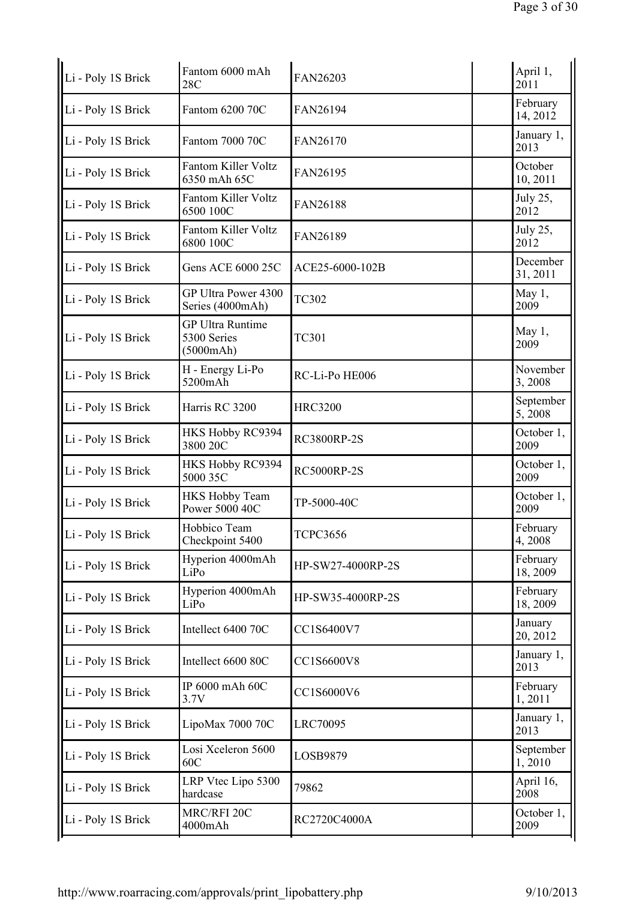| | | | | |
|---|---|---|---|---|
| Li - Poly 1S Brick | Fantom 6000 mAh 28C | FAN26203 | | April 1, 2011 |
| Li - Poly 1S Brick | Fantom 6200 70C | FAN26194 | | February 14, 2012 |
| Li - Poly 1S Brick | Fantom 7000 70C | FAN26170 | | January 1, 2013 |
| Li - Poly 1S Brick | Fantom Killer Voltz 6350 mAh 65C | FAN26195 | | October 10, 2011 |
| Li - Poly 1S Brick | Fantom Killer Voltz 6500 100C | FAN26188 | | July 25, 2012 |
| Li - Poly 1S Brick | Fantom Killer Voltz 6800 100C | FAN26189 | | July 25, 2012 |
| Li - Poly 1S Brick | Gens ACE 6000 25C | ACE25-6000-102B | | December 31, 2011 |
| Li - Poly 1S Brick | GP Ultra Power 4300 Series (4000mAh) | TC302 | | May 1, 2009 |
| Li - Poly 1S Brick | GP Ultra Runtime 5300 Series (5000mAh) | TC301 | | May 1, 2009 |
| Li - Poly 1S Brick | H - Energy Li-Po 5200mAh | RC-Li-Po HE006 | | November 3, 2008 |
| Li - Poly 1S Brick | Harris RC 3200 | HRC3200 | | September 5, 2008 |
| Li - Poly 1S Brick | HKS Hobby RC9394 3800 20C | RC3800RP-2S | | October 1, 2009 |
| Li - Poly 1S Brick | HKS Hobby RC9394 5000 35C | RC5000RP-2S | | October 1, 2009 |
| Li - Poly 1S Brick | HKS Hobby Team Power 5000 40C | TP-5000-40C | | October 1, 2009 |
| Li - Poly 1S Brick | Hobbico Team Checkpoint 5400 | TCPC3656 | | February 4, 2008 |
| Li - Poly 1S Brick | Hyperion 4000mAh LiPo | HP-SW27-4000RP-2S | | February 18, 2009 |
| Li - Poly 1S Brick | Hyperion 4000mAh LiPo | HP-SW35-4000RP-2S | | February 18, 2009 |
| Li - Poly 1S Brick | Intellect 6400 70C | CC1S6400V7 | | January 20, 2012 |
| Li - Poly 1S Brick | Intellect 6600 80C | CC1S6600V8 | | January 1, 2013 |
| Li - Poly 1S Brick | IP 6000 mAh 60C 3.7V | CC1S6000V6 | | February 1, 2011 |
| Li - Poly 1S Brick | LipoMax 7000 70C | LRC70095 | | January 1, 2013 |
| Li - Poly 1S Brick | Losi Xceleron 5600 60C | LOSB9879 | | September 1, 2010 |
| Li - Poly 1S Brick | LRP Vtec Lipo 5300 hardcase | 79862 | | April 16, 2008 |
| Li - Poly 1S Brick | MRC/RFI 20C 4000mAh | RC2720C4000A | | October 1, 2009 |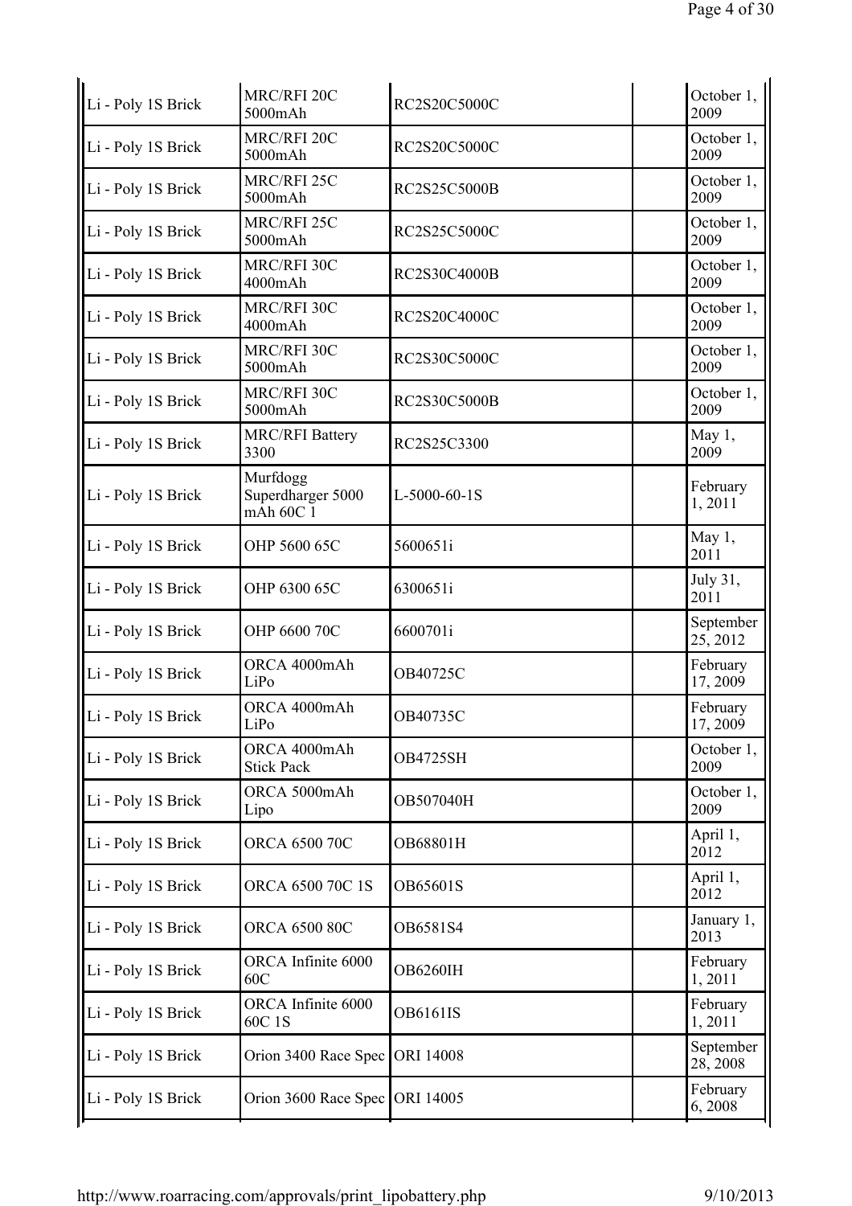| | | | | |
|---|---|---|---|---|
| Li - Poly 1S Brick | MRC/RFI 20C 5000mAh | RC2S20C5000C | | October 1, 2009 |
| Li - Poly 1S Brick | MRC/RFI 20C 5000mAh | RC2S20C5000C | | October 1, 2009 |
| Li - Poly 1S Brick | MRC/RFI 25C 5000mAh | RC2S25C5000B | | October 1, 2009 |
| Li - Poly 1S Brick | MRC/RFI 25C 5000mAh | RC2S25C5000C | | October 1, 2009 |
| Li - Poly 1S Brick | MRC/RFI 30C 4000mAh | RC2S30C4000B | | October 1, 2009 |
| Li - Poly 1S Brick | MRC/RFI 30C 4000mAh | RC2S20C4000C | | October 1, 2009 |
| Li - Poly 1S Brick | MRC/RFI 30C 5000mAh | RC2S30C5000C | | October 1, 2009 |
| Li - Poly 1S Brick | MRC/RFI 30C 5000mAh | RC2S30C5000B | | October 1, 2009 |
| Li - Poly 1S Brick | MRC/RFI Battery 3300 | RC2S25C3300 | | May 1, 2009 |
| Li - Poly 1S Brick | Murfdogg Superdharger 5000 mAh 60C 1 | L-5000-60-1S | | February 1, 2011 |
| Li - Poly 1S Brick | OHP 5600 65C | 5600651i | | May 1, 2011 |
| Li - Poly 1S Brick | OHP 6300 65C | 6300651i | | July 31, 2011 |
| Li - Poly 1S Brick | OHP 6600 70C | 6600701i | | September 25, 2012 |
| Li - Poly 1S Brick | ORCA 4000mAh LiPo | OB40725C | | February 17, 2009 |
| Li - Poly 1S Brick | ORCA 4000mAh LiPo | OB40735C | | February 17, 2009 |
| Li - Poly 1S Brick | ORCA 4000mAh Stick Pack | OB4725SH | | October 1, 2009 |
| Li - Poly 1S Brick | ORCA 5000mAh Lipo | OB507040H | | October 1, 2009 |
| Li - Poly 1S Brick | ORCA 6500 70C | OB68801H | | April 1, 2012 |
| Li - Poly 1S Brick | ORCA 6500 70C 1S | OB65601S | | April 1, 2012 |
| Li - Poly 1S Brick | ORCA 6500 80C | OB6581S4 | | January 1, 2013 |
| Li - Poly 1S Brick | ORCA Infinite 6000 60C | OB6260IH | | February 1, 2011 |
| Li - Poly 1S Brick | ORCA Infinite 6000 60C 1S | OB6161IS | | February 1, 2011 |
| Li - Poly 1S Brick | Orion 3400 Race Spec | ORI 14008 | | September 28, 2008 |
| Li - Poly 1S Brick | Orion 3600 Race Spec | ORI 14005 | | February 6, 2008 |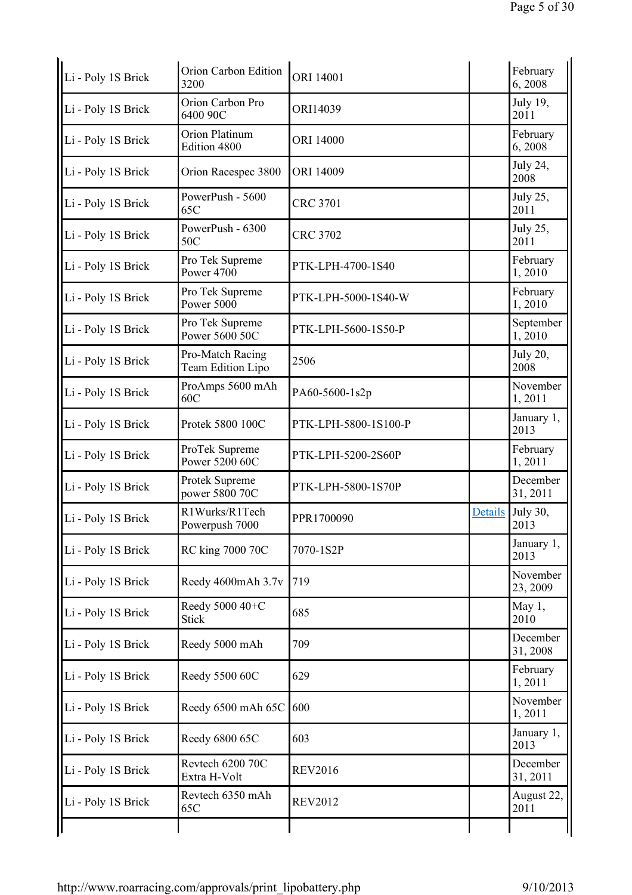| | | | | |
|---|---|---|---|---|
| Li - Poly 1S Brick | Orion Carbon Edition 3200 | ORI 14001 | | February 6, 2008 |
| Li - Poly 1S Brick | Orion Carbon Pro 6400 90C | ORI14039 | | July 19, 2011 |
| Li - Poly 1S Brick | Orion Platinum Edition 4800 | ORI 14000 | | February 6, 2008 |
| Li - Poly 1S Brick | Orion Racespec 3800 | ORI 14009 | | July 24, 2008 |
| Li - Poly 1S Brick | PowerPush - 5600 65C | CRC 3701 | | July 25, 2011 |
| Li - Poly 1S Brick | PowerPush - 6300 50C | CRC 3702 | | July 25, 2011 |
| Li - Poly 1S Brick | Pro Tek Supreme Power 4700 | PTK-LPH-4700-1S40 | | February 1, 2010 |
| Li - Poly 1S Brick | Pro Tek Supreme Power 5000 | PTK-LPH-5000-1S40-W | | February 1, 2010 |
| Li - Poly 1S Brick | Pro Tek Supreme Power 5600 50C | PTK-LPH-5600-1S50-P | | September 1, 2010 |
| Li - Poly 1S Brick | Pro-Match Racing Team Edition Lipo | 2506 | | July 20, 2008 |
| Li - Poly 1S Brick | ProAmps 5600 mAh 60C | PA60-5600-1s2p | | November 1, 2011 |
| Li - Poly 1S Brick | Protek 5800 100C | PTK-LPH-5800-1S100-P | | January 1, 2013 |
| Li - Poly 1S Brick | ProTek Supreme Power 5200 60C | PTK-LPH-5200-2S60P | | February 1, 2011 |
| Li - Poly 1S Brick | Protek Supreme power 5800 70C | PTK-LPH-5800-1S70P | | December 31, 2011 |
| Li - Poly 1S Brick | R1Wurks/R1Tech Powerpush 7000 | PPR1700090 | Details | July 30, 2013 |
| Li - Poly 1S Brick | RC king 7000 70C | 7070-1S2P | | January 1, 2013 |
| Li - Poly 1S Brick | Reedy 4600mAh 3.7v | 719 | | November 23, 2009 |
| Li - Poly 1S Brick | Reedy 5000 40+C Stick | 685 | | May 1, 2010 |
| Li - Poly 1S Brick | Reedy 5000 mAh | 709 | | December 31, 2008 |
| Li - Poly 1S Brick | Reedy 5500 60C | 629 | | February 1, 2011 |
| Li - Poly 1S Brick | Reedy 6500 mAh 65C | 600 | | November 1, 2011 |
| Li - Poly 1S Brick | Reedy 6800 65C | 603 | | January 1, 2013 |
| Li - Poly 1S Brick | Revtech 6200 70C Extra H-Volt | REV2016 | | December 31, 2011 |
| Li - Poly 1S Brick | Revtech 6350 mAh 65C | REV2012 | | August 22, 2011 |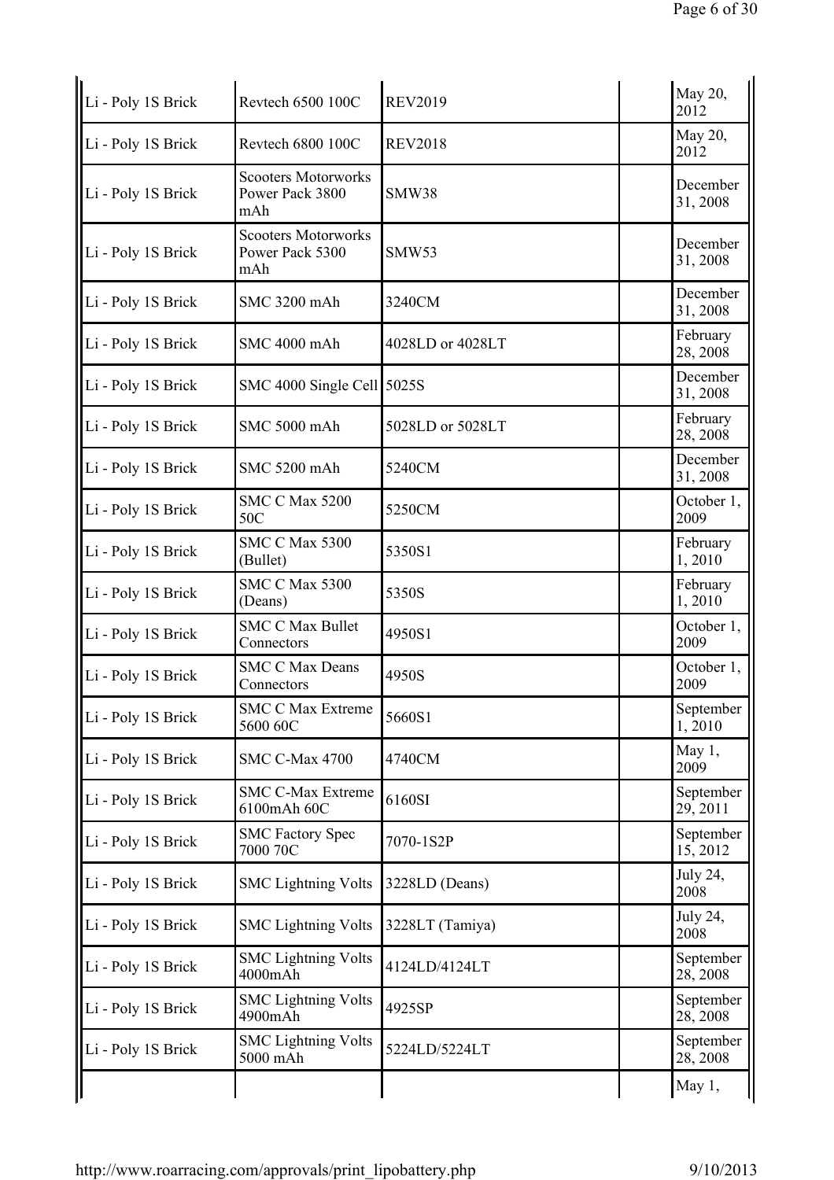| | | | | |
|---|---|---|---|---|
| Li - Poly 1S Brick | Revtech 6500 100C | REV2019 | | May 20, 2012 |
| Li - Poly 1S Brick | Revtech 6800 100C | REV2018 | | May 20, 2012 |
| Li - Poly 1S Brick | Scooters Motorworks Power Pack 3800 mAh | SMW38 | | December 31, 2008 |
| Li - Poly 1S Brick | Scooters Motorworks Power Pack 5300 mAh | SMW53 | | December 31, 2008 |
| Li - Poly 1S Brick | SMC 3200 mAh | 3240CM | | December 31, 2008 |
| Li - Poly 1S Brick | SMC 4000 mAh | 4028LD or 4028LT | | February 28, 2008 |
| Li - Poly 1S Brick | SMC 4000 Single Cell | 5025S | | December 31, 2008 |
| Li - Poly 1S Brick | SMC 5000 mAh | 5028LD or 5028LT | | February 28, 2008 |
| Li - Poly 1S Brick | SMC 5200 mAh | 5240CM | | December 31, 2008 |
| Li - Poly 1S Brick | SMC C Max 5200 50C | 5250CM | | October 1, 2009 |
| Li - Poly 1S Brick | SMC C Max 5300 (Bullet) | 5350S1 | | February 1, 2010 |
| Li - Poly 1S Brick | SMC C Max 5300 (Deans) | 5350S | | February 1, 2010 |
| Li - Poly 1S Brick | SMC C Max Bullet Connectors | 4950S1 | | October 1, 2009 |
| Li - Poly 1S Brick | SMC C Max Deans Connectors | 4950S | | October 1, 2009 |
| Li - Poly 1S Brick | SMC C Max Extreme 5600 60C | 5660S1 | | September 1, 2010 |
| Li - Poly 1S Brick | SMC C-Max 4700 | 4740CM | | May 1, 2009 |
| Li - Poly 1S Brick | SMC C-Max Extreme 6100mAh 60C | 6160SI | | September 29, 2011 |
| Li - Poly 1S Brick | SMC Factory Spec 7000 70C | 7070-1S2P | | September 15, 2012 |
| Li - Poly 1S Brick | SMC Lightning Volts | 3228LD (Deans) | | July 24, 2008 |
| Li - Poly 1S Brick | SMC Lightning Volts | 3228LT (Tamiya) | | July 24, 2008 |
| Li - Poly 1S Brick | SMC Lightning Volts 4000mAh | 4124LD/4124LT | | September 28, 2008 |
| Li - Poly 1S Brick | SMC Lightning Volts 4900mAh | 4925SP | | September 28, 2008 |
| Li - Poly 1S Brick | SMC Lightning Volts 5000 mAh | 5224LD/5224LT | | September 28, 2008 |
| | | | | May 1, |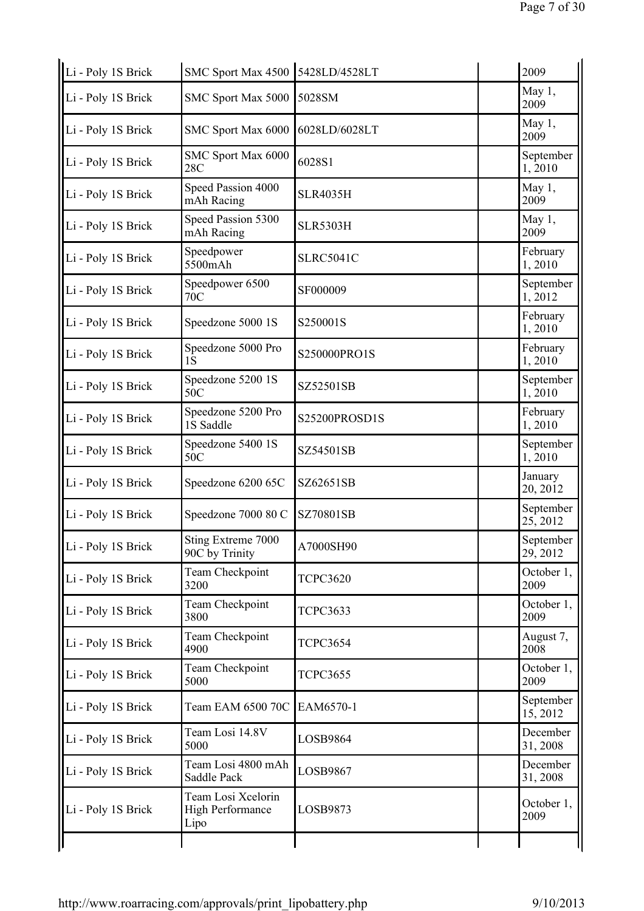| | | | | |
|---|---|---|---|---|
| Li - Poly 1S Brick | SMC Sport Max 4500 | 5428LD/4528LT | | 2009 |
| Li - Poly 1S Brick | SMC Sport Max 5000 | 5028SM | | May 1, 2009 |
| Li - Poly 1S Brick | SMC Sport Max 6000 | 6028LD/6028LT | | May 1, 2009 |
| Li - Poly 1S Brick | SMC Sport Max 6000 28C | 6028S1 | | September 1, 2010 |
| Li - Poly 1S Brick | Speed Passion 4000 mAh Racing | SLR4035H | | May 1, 2009 |
| Li - Poly 1S Brick | Speed Passion 5300 mAh Racing | SLR5303H | | May 1, 2009 |
| Li - Poly 1S Brick | Speedpower 5500mAh | SLRC5041C | | February 1, 2010 |
| Li - Poly 1S Brick | Speedpower 6500 70C | SF000009 | | September 1, 2012 |
| Li - Poly 1S Brick | Speedzone 5000 1S | S250001S | | February 1, 2010 |
| Li - Poly 1S Brick | Speedzone 5000 Pro 1S | S250000PRO1S | | February 1, 2010 |
| Li - Poly 1S Brick | Speedzone 5200 1S 50C | SZ52501SB | | September 1, 2010 |
| Li - Poly 1S Brick | Speedzone 5200 Pro 1S Saddle | S25200PROSD1S | | February 1, 2010 |
| Li - Poly 1S Brick | Speedzone 5400 1S 50C | SZ54501SB | | September 1, 2010 |
| Li - Poly 1S Brick | Speedzone 6200 65C | SZ62651SB | | January 20, 2012 |
| Li - Poly 1S Brick | Speedzone 7000 80 C | SZ70801SB | | September 25, 2012 |
| Li - Poly 1S Brick | Sting Extreme 7000 90C by Trinity | A7000SH90 | | September 29, 2012 |
| Li - Poly 1S Brick | Team Checkpoint 3200 | TCPC3620 | | October 1, 2009 |
| Li - Poly 1S Brick | Team Checkpoint 3800 | TCPC3633 | | October 1, 2009 |
| Li - Poly 1S Brick | Team Checkpoint 4900 | TCPC3654 | | August 7, 2008 |
| Li - Poly 1S Brick | Team Checkpoint 5000 | TCPC3655 | | October 1, 2009 |
| Li - Poly 1S Brick | Team EAM 6500 70C | EAM6570-1 | | September 15, 2012 |
| Li - Poly 1S Brick | Team Losi 14.8V 5000 | LOSB9864 | | December 31, 2008 |
| Li - Poly 1S Brick | Team Losi 4800 mAh Saddle Pack | LOSB9867 | | December 31, 2008 |
| Li - Poly 1S Brick | Team Losi Xcelorin High Performance Lipo | LOSB9873 | | October 1, 2009 |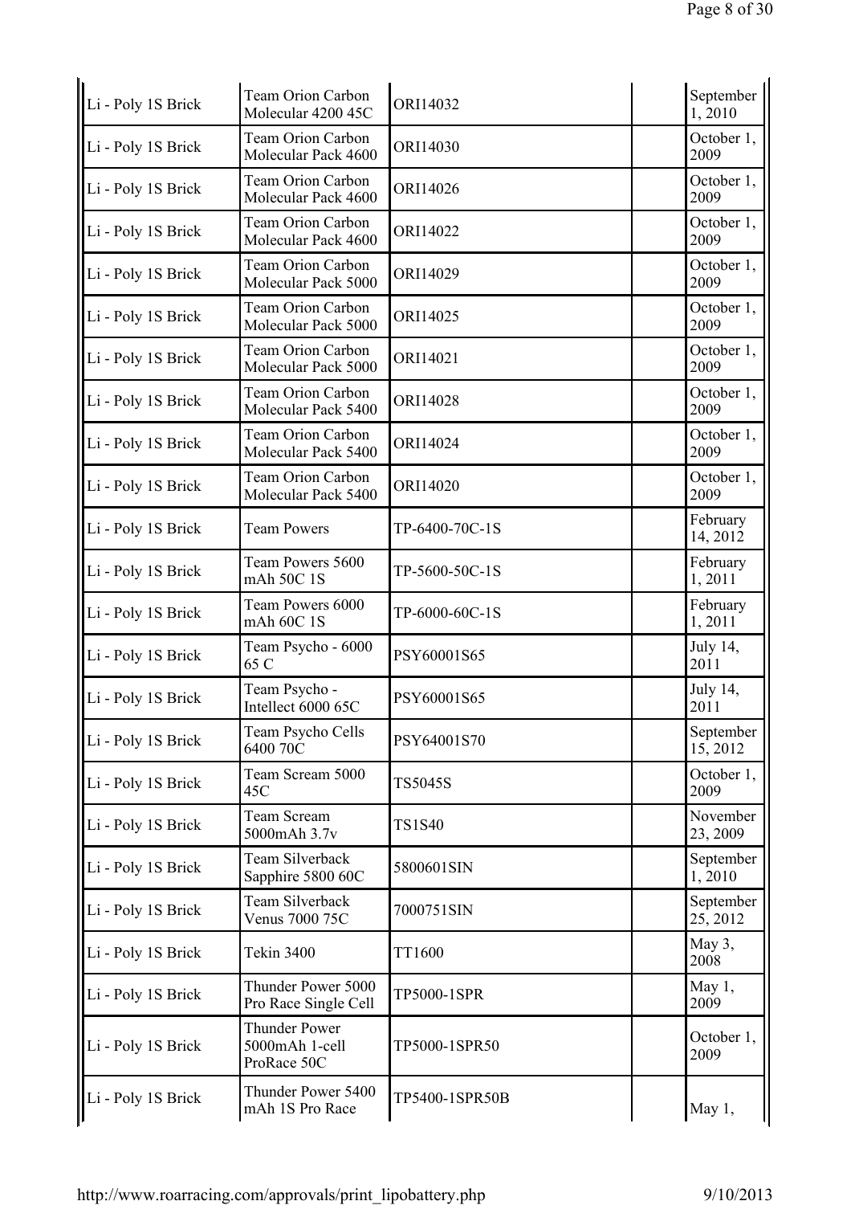| | | | | |
|---|---|---|---|---|
| Li - Poly 1S Brick | Team Orion Carbon Molecular 4200 45C | ORI14032 | | September 1, 2010 |
| Li - Poly 1S Brick | Team Orion Carbon Molecular Pack 4600 | ORI14030 | | October 1, 2009 |
| Li - Poly 1S Brick | Team Orion Carbon Molecular Pack 4600 | ORI14026 | | October 1, 2009 |
| Li - Poly 1S Brick | Team Orion Carbon Molecular Pack 4600 | ORI14022 | | October 1, 2009 |
| Li - Poly 1S Brick | Team Orion Carbon Molecular Pack 5000 | ORI14029 | | October 1, 2009 |
| Li - Poly 1S Brick | Team Orion Carbon Molecular Pack 5000 | ORI14025 | | October 1, 2009 |
| Li - Poly 1S Brick | Team Orion Carbon Molecular Pack 5000 | ORI14021 | | October 1, 2009 |
| Li - Poly 1S Brick | Team Orion Carbon Molecular Pack 5400 | ORI14028 | | October 1, 2009 |
| Li - Poly 1S Brick | Team Orion Carbon Molecular Pack 5400 | ORI14024 | | October 1, 2009 |
| Li - Poly 1S Brick | Team Orion Carbon Molecular Pack 5400 | ORI14020 | | October 1, 2009 |
| Li - Poly 1S Brick | Team Powers | TP-6400-70C-1S | | February 14, 2012 |
| Li - Poly 1S Brick | Team Powers 5600 mAh 50C 1S | TP-5600-50C-1S | | February 1, 2011 |
| Li - Poly 1S Brick | Team Powers 6000 mAh 60C 1S | TP-6000-60C-1S | | February 1, 2011 |
| Li - Poly 1S Brick | Team Psycho - 6000 65 C | PSY60001S65 | | July 14, 2011 |
| Li - Poly 1S Brick | Team Psycho - Intellect 6000 65C | PSY60001S65 | | July 14, 2011 |
| Li - Poly 1S Brick | Team Psycho Cells 6400 70C | PSY64001S70 | | September 15, 2012 |
| Li - Poly 1S Brick | Team Scream 5000 45C | TS5045S | | October 1, 2009 |
| Li - Poly 1S Brick | Team Scream 5000mAh 3.7v | TS1S40 | | November 23, 2009 |
| Li - Poly 1S Brick | Team Silverback Sapphire 5800 60C | 5800601SIN | | September 1, 2010 |
| Li - Poly 1S Brick | Team Silverback Venus 7000 75C | 7000751SIN | | September 25, 2012 |
| Li - Poly 1S Brick | Tekin 3400 | TT1600 | | May 3, 2008 |
| Li - Poly 1S Brick | Thunder Power 5000 Pro Race Single Cell | TP5000-1SPR | | May 1, 2009 |
| Li - Poly 1S Brick | Thunder Power 5000mAh 1-cell ProRace 50C | TP5000-1SPR50 | | October 1, 2009 |
| Li - Poly 1S Brick | Thunder Power 5400 mAh 1S Pro Race | TP5400-1SPR50B | | May 1, |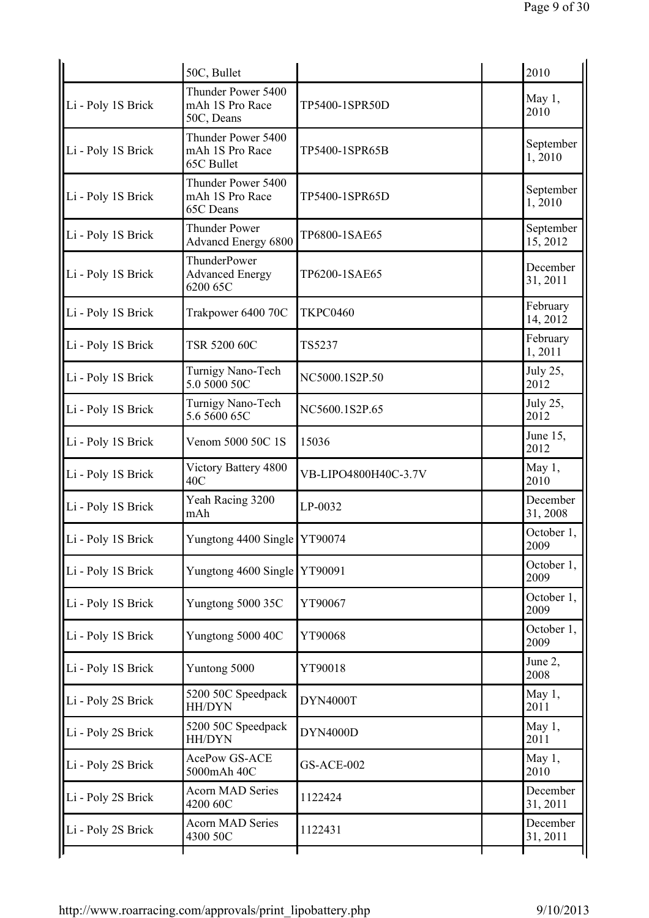| | | | | |
|---|---|---|---|---|
| | 50C, Bullet | | | 2010 |
| Li - Poly 1S Brick | Thunder Power 5400 mAh 1S Pro Race 50C, Deans | TP5400-1SPR50D | | May 1, 2010 |
| Li - Poly 1S Brick | Thunder Power 5400 mAh 1S Pro Race 65C Bullet | TP5400-1SPR65B | | September 1, 2010 |
| Li - Poly 1S Brick | Thunder Power 5400 mAh 1S Pro Race 65C Deans | TP5400-1SPR65D | | September 1, 2010 |
| Li - Poly 1S Brick | Thunder Power Advancd Energy 6800 | TP6800-1SAE65 | | September 15, 2012 |
| Li - Poly 1S Brick | ThunderPower Advanced Energy 6200 65C | TP6200-1SAE65 | | December 31, 2011 |
| Li - Poly 1S Brick | Trakpower 6400 70C | TKPC0460 | | February 14, 2012 |
| Li - Poly 1S Brick | TSR 5200 60C | TS5237 | | February 1, 2011 |
| Li - Poly 1S Brick | Turnigy Nano-Tech 5.0 5000 50C | NC5000.1S2P.50 | | July 25, 2012 |
| Li - Poly 1S Brick | Turnigy Nano-Tech 5.6 5600 65C | NC5600.1S2P.65 | | July 25, 2012 |
| Li - Poly 1S Brick | Venom 5000 50C 1S | 15036 | | June 15, 2012 |
| Li - Poly 1S Brick | Victory Battery 4800 40C | VB-LIPO4800H40C-3.7V | | May 1, 2010 |
| Li - Poly 1S Brick | Yeah Racing 3200 mAh | LP-0032 | | December 31, 2008 |
| Li - Poly 1S Brick | Yungtong 4400 Single | YT90074 | | October 1, 2009 |
| Li - Poly 1S Brick | Yungtong 4600 Single | YT90091 | | October 1, 2009 |
| Li - Poly 1S Brick | Yungtong 5000 35C | YT90067 | | October 1, 2009 |
| Li - Poly 1S Brick | Yungtong 5000 40C | YT90068 | | October 1, 2009 |
| Li - Poly 1S Brick | Yuntong 5000 | YT90018 | | June 2, 2008 |
| Li - Poly 2S Brick | 5200 50C Speedpack HH/DYN | DYN4000T | | May 1, 2011 |
| Li - Poly 2S Brick | 5200 50C Speedpack HH/DYN | DYN4000D | | May 1, 2011 |
| Li - Poly 2S Brick | AcePow GS-ACE 5000mAh 40C | GS-ACE-002 | | May 1, 2010 |
| Li - Poly 2S Brick | Acorn MAD Series 4200 60C | 1122424 | | December 31, 2011 |
| Li - Poly 2S Brick | Acorn MAD Series 4300 50C | 1122431 | | December 31, 2011 |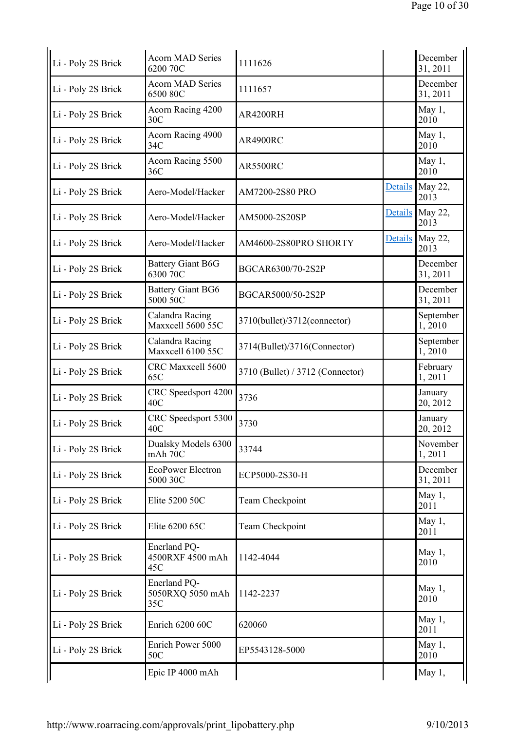| | | | | |
|---|---|---|---|---|
| Li - Poly 2S Brick | Acorn MAD Series 6200 70C | 1111626 | | December 31, 2011 |
| Li - Poly 2S Brick | Acorn MAD Series 6500 80C | 1111657 | | December 31, 2011 |
| Li - Poly 2S Brick | Acorn Racing 4200 30C | AR4200RH | | May 1, 2010 |
| Li - Poly 2S Brick | Acorn Racing 4900 34C | AR4900RC | | May 1, 2010 |
| Li - Poly 2S Brick | Acorn Racing 5500 36C | AR5500RC | | May 1, 2010 |
| Li - Poly 2S Brick | Aero-Model/Hacker | AM7200-2S80 PRO | Details | May 22, 2013 |
| Li - Poly 2S Brick | Aero-Model/Hacker | AM5000-2S20SP | Details | May 22, 2013 |
| Li - Poly 2S Brick | Aero-Model/Hacker | AM4600-2S80PRO SHORTY | Details | May 22, 2013 |
| Li - Poly 2S Brick | Battery Giant B6G 6300 70C | BGCAR6300/70-2S2P | | December 31, 2011 |
| Li - Poly 2S Brick | Battery Giant BG6 5000 50C | BGCAR5000/50-2S2P | | December 31, 2011 |
| Li - Poly 2S Brick | Calandra Racing Maxxcell 5600 55C | 3710(bullet)/3712(connector) | | September 1, 2010 |
| Li - Poly 2S Brick | Calandra Racing Maxxcell 6100 55C | 3714(Bullet)/3716(Connector) | | September 1, 2010 |
| Li - Poly 2S Brick | CRC Maxxcell 5600 65C | 3710 (Bullet) / 3712 (Connector) | | February 1, 2011 |
| Li - Poly 2S Brick | CRC Speedsport 4200 40C | 3736 | | January 20, 2012 |
| Li - Poly 2S Brick | CRC Speedsport 5300 40C | 3730 | | January 20, 2012 |
| Li - Poly 2S Brick | Dualsky Models 6300 mAh 70C | 33744 | | November 1, 2011 |
| Li - Poly 2S Brick | EcoPower Electron 5000 30C | ECP5000-2S30-H | | December 31, 2011 |
| Li - Poly 2S Brick | Elite 5200 50C | Team Checkpoint | | May 1, 2011 |
| Li - Poly 2S Brick | Elite 6200 65C | Team Checkpoint | | May 1, 2011 |
| Li - Poly 2S Brick | Enerland PQ-4500RXF 4500 mAh 45C | 1142-4044 | | May 1, 2010 |
| Li - Poly 2S Brick | Enerland PQ-5050RXQ 5050 mAh 35C | 1142-2237 | | May 1, 2010 |
| Li - Poly 2S Brick | Enrich 6200 60C | 620060 | | May 1, 2011 |
| Li - Poly 2S Brick | Enrich Power 5000 50C | EP5543128-5000 | | May 1, 2010 |
| | Epic IP 4000 mAh | | | May 1, |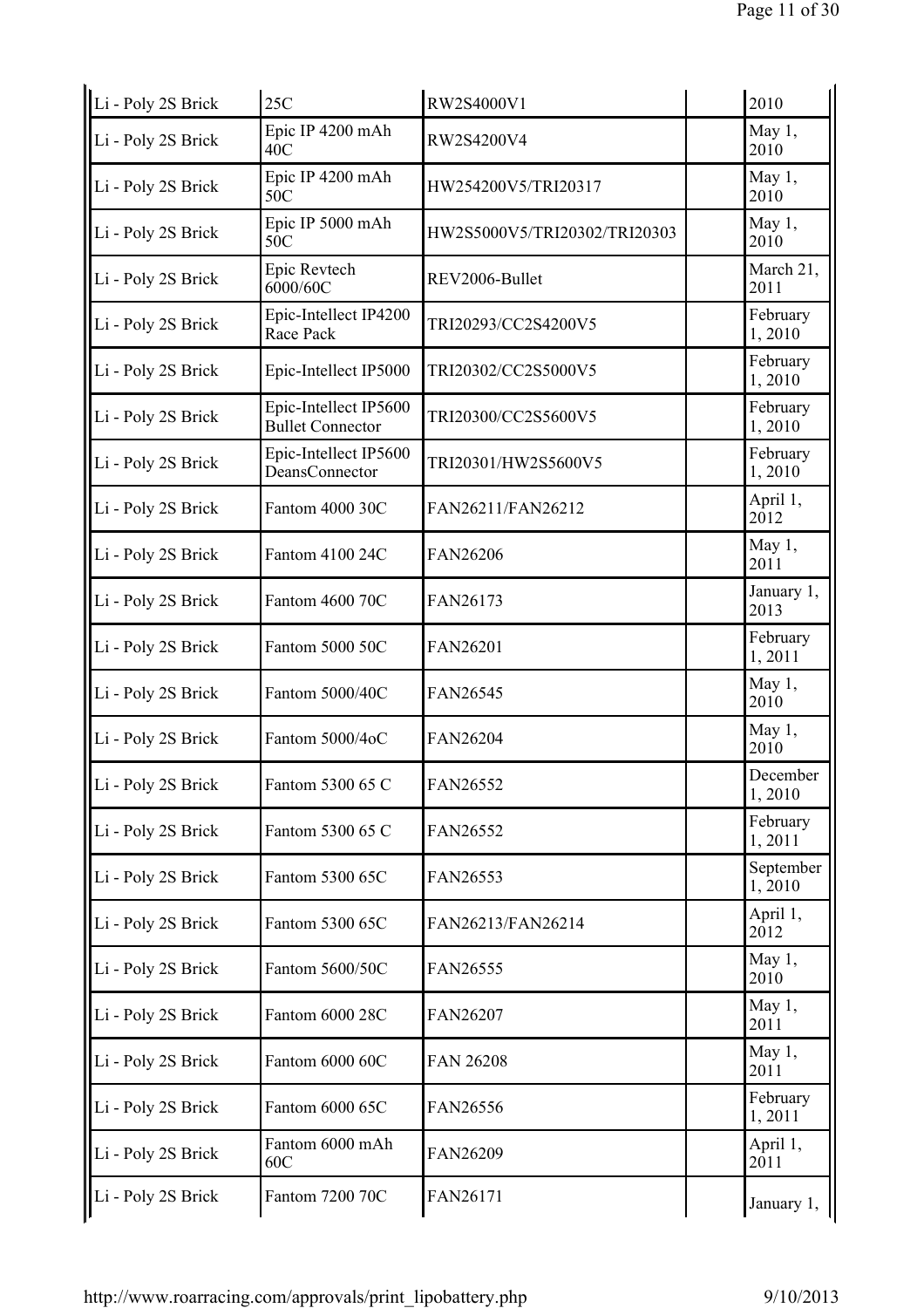| Li - Poly 2S Brick | 25C | RW2S4000V1 | | 2010 |
|---|---|---|---|---|
| Li - Poly 2S Brick | Epic IP 4200 mAh 40C | RW2S4200V4 | | May 1, 2010 |
| Li - Poly 2S Brick | Epic IP 4200 mAh 50C | HW254200V5/TRI20317 | | May 1, 2010 |
| Li - Poly 2S Brick | Epic IP 5000 mAh 50C | HW2S5000V5/TRI20302/TRI20303 | | May 1, 2010 |
| Li - Poly 2S Brick | Epic Revtech 6000/60C | REV2006-Bullet | | March 21, 2011 |
| Li - Poly 2S Brick | Epic-Intellect IP4200 Race Pack | TRI20293/CC2S4200V5 | | February 1, 2010 |
| Li - Poly 2S Brick | Epic-Intellect IP5000 | TRI20302/CC2S5000V5 | | February 1, 2010 |
| Li - Poly 2S Brick | Epic-Intellect IP5600 Bullet Connector | TRI20300/CC2S5600V5 | | February 1, 2010 |
| Li - Poly 2S Brick | Epic-Intellect IP5600 DeansConnector | TRI20301/HW2S5600V5 | | February 1, 2010 |
| Li - Poly 2S Brick | Fantom 4000 30C | FAN26211/FAN26212 | | April 1, 2012 |
| Li - Poly 2S Brick | Fantom 4100 24C | FAN26206 | | May 1, 2011 |
| Li - Poly 2S Brick | Fantom 4600 70C | FAN26173 | | January 1, 2013 |
| Li - Poly 2S Brick | Fantom 5000 50C | FAN26201 | | February 1, 2011 |
| Li - Poly 2S Brick | Fantom 5000/40C | FAN26545 | | May 1, 2010 |
| Li - Poly 2S Brick | Fantom 5000/4oC | FAN26204 | | May 1, 2010 |
| Li - Poly 2S Brick | Fantom 5300 65 C | FAN26552 | | December 1, 2010 |
| Li - Poly 2S Brick | Fantom 5300 65 C | FAN26552 | | February 1, 2011 |
| Li - Poly 2S Brick | Fantom 5300 65C | FAN26553 | | September 1, 2010 |
| Li - Poly 2S Brick | Fantom 5300 65C | FAN26213/FAN26214 | | April 1, 2012 |
| Li - Poly 2S Brick | Fantom 5600/50C | FAN26555 | | May 1, 2010 |
| Li - Poly 2S Brick | Fantom 6000 28C | FAN26207 | | May 1, 2011 |
| Li - Poly 2S Brick | Fantom 6000 60C | FAN 26208 | | May 1, 2011 |
| Li - Poly 2S Brick | Fantom 6000 65C | FAN26556 | | February 1, 2011 |
| Li - Poly 2S Brick | Fantom 6000 mAh 60C | FAN26209 | | April 1, 2011 |
| Li - Poly 2S Brick | Fantom 7200 70C | FAN26171 | | January 1, |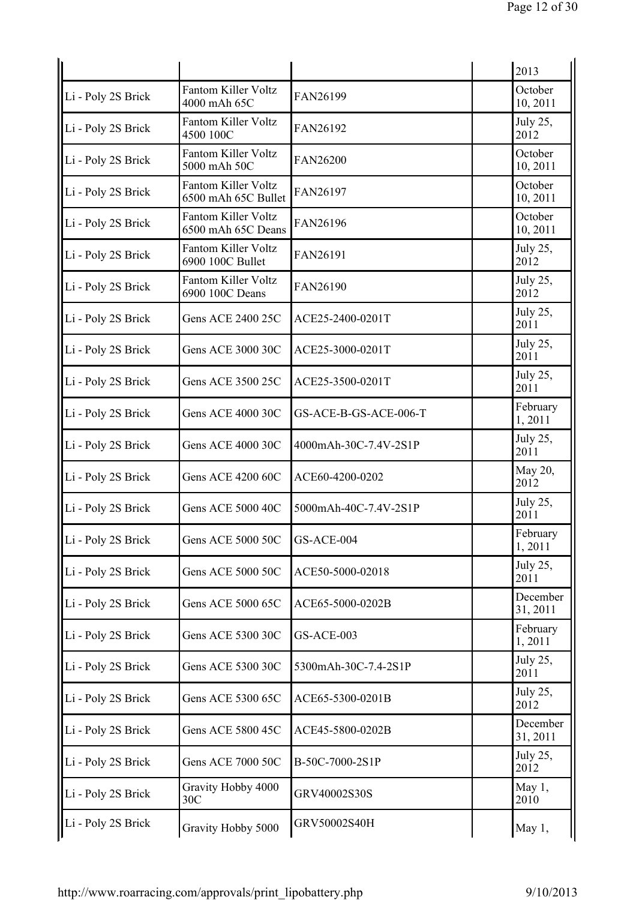| | | | | |
|---|---|---|---|---|
| | | | | 2013 |
| Li - Poly 2S Brick | Fantom Killer Voltz 4000 mAh 65C | FAN26199 | | October 10, 2011 |
| Li - Poly 2S Brick | Fantom Killer Voltz 4500 100C | FAN26192 | | July 25, 2012 |
| Li - Poly 2S Brick | Fantom Killer Voltz 5000 mAh 50C | FAN26200 | | October 10, 2011 |
| Li - Poly 2S Brick | Fantom Killer Voltz 6500 mAh 65C Bullet | FAN26197 | | October 10, 2011 |
| Li - Poly 2S Brick | Fantom Killer Voltz 6500 mAh 65C Deans | FAN26196 | | October 10, 2011 |
| Li - Poly 2S Brick | Fantom Killer Voltz 6900 100C Bullet | FAN26191 | | July 25, 2012 |
| Li - Poly 2S Brick | Fantom Killer Voltz 6900 100C Deans | FAN26190 | | July 25, 2012 |
| Li - Poly 2S Brick | Gens ACE 2400 25C | ACE25-2400-0201T | | July 25, 2011 |
| Li - Poly 2S Brick | Gens ACE 3000 30C | ACE25-3000-0201T | | July 25, 2011 |
| Li - Poly 2S Brick | Gens ACE 3500 25C | ACE25-3500-0201T | | July 25, 2011 |
| Li - Poly 2S Brick | Gens ACE 4000 30C | GS-ACE-B-GS-ACE-006-T | | February 1, 2011 |
| Li - Poly 2S Brick | Gens ACE 4000 30C | 4000mAh-30C-7.4V-2S1P | | July 25, 2011 |
| Li - Poly 2S Brick | Gens ACE 4200 60C | ACE60-4200-0202 | | May 20, 2012 |
| Li - Poly 2S Brick | Gens ACE 5000 40C | 5000mAh-40C-7.4V-2S1P | | July 25, 2011 |
| Li - Poly 2S Brick | Gens ACE 5000 50C | GS-ACE-004 | | February 1, 2011 |
| Li - Poly 2S Brick | Gens ACE 5000 50C | ACE50-5000-02018 | | July 25, 2011 |
| Li - Poly 2S Brick | Gens ACE 5000 65C | ACE65-5000-0202B | | December 31, 2011 |
| Li - Poly 2S Brick | Gens ACE 5300 30C | GS-ACE-003 | | February 1, 2011 |
| Li - Poly 2S Brick | Gens ACE 5300 30C | 5300mAh-30C-7.4-2S1P | | July 25, 2011 |
| Li - Poly 2S Brick | Gens ACE 5300 65C | ACE65-5300-0201B | | July 25, 2012 |
| Li - Poly 2S Brick | Gens ACE 5800 45C | ACE45-5800-0202B | | December 31, 2011 |
| Li - Poly 2S Brick | Gens ACE 7000 50C | B-50C-7000-2S1P | | July 25, 2012 |
| Li - Poly 2S Brick | Gravity Hobby 4000 30C | GRV40002S30S | | May 1, 2010 |
| Li - Poly 2S Brick | Gravity Hobby 5000 | GRV50002S40H | | May 1, |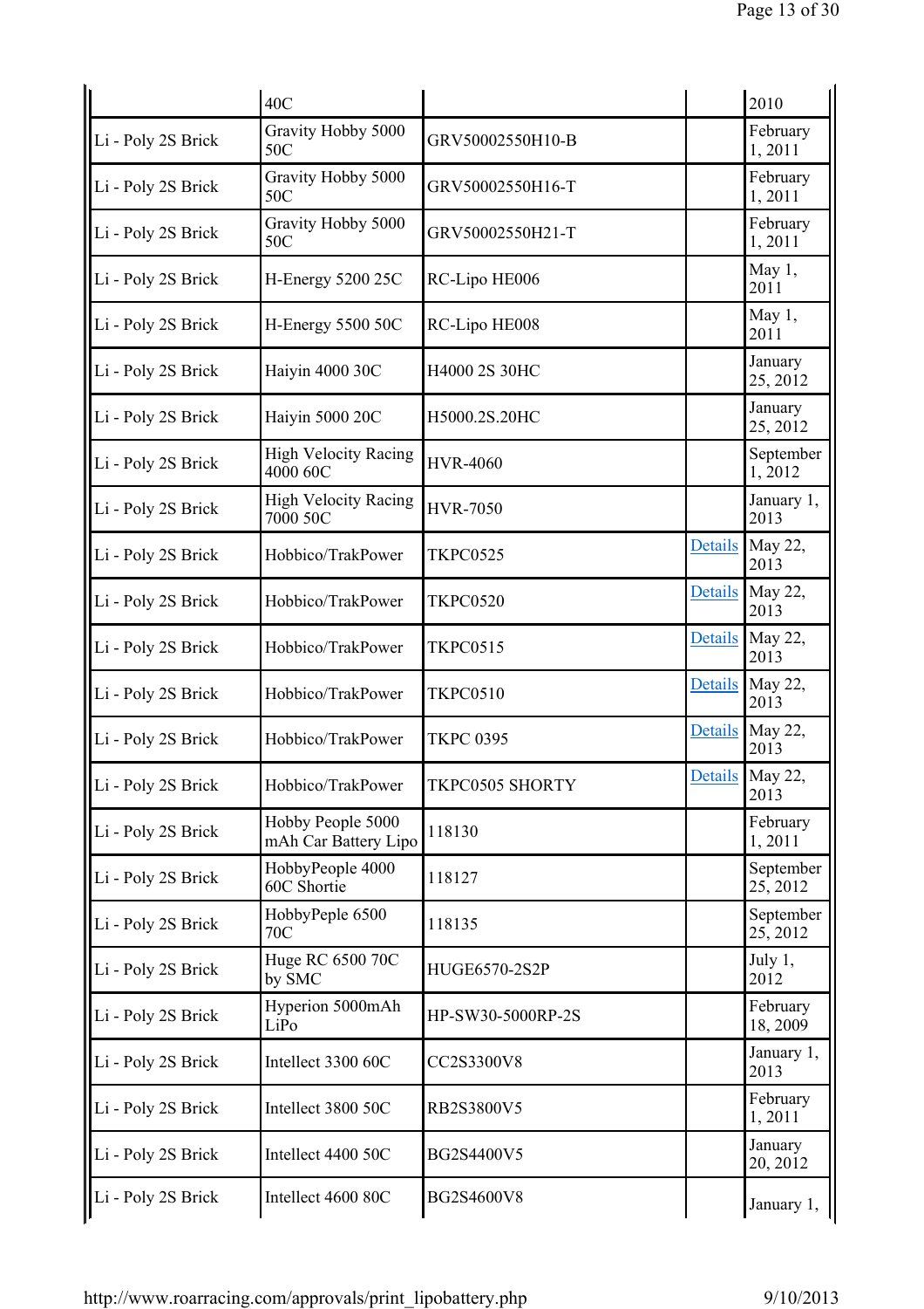| | 40C | | | 2010 |
|---|---|---|---|---|
| Li - Poly 2S Brick | Gravity Hobby 5000 50C | GRV50002550H10-B | | February 1, 2011 |
| Li - Poly 2S Brick | Gravity Hobby 5000 50C | GRV50002550H16-T | | February 1, 2011 |
| Li - Poly 2S Brick | Gravity Hobby 5000 50C | GRV50002550H21-T | | February 1, 2011 |
| Li - Poly 2S Brick | H-Energy 5200 25C | RC-Lipo HE006 | | May 1, 2011 |
| Li - Poly 2S Brick | H-Energy 5500 50C | RC-Lipo HE008 | | May 1, 2011 |
| Li - Poly 2S Brick | Haiyin 4000 30C | H4000 2S 30HC | | January 25, 2012 |
| Li - Poly 2S Brick | Haiyin 5000 20C | H5000.2S.20HC | | January 25, 2012 |
| Li - Poly 2S Brick | High Velocity Racing 4000 60C | HVR-4060 | | September 1, 2012 |
| Li - Poly 2S Brick | High Velocity Racing 7000 50C | HVR-7050 | | January 1, 2013 |
| Li - Poly 2S Brick | Hobbico/TrakPower | TKPC0525 | Details | May 22, 2013 |
| Li - Poly 2S Brick | Hobbico/TrakPower | TKPC0520 | Details | May 22, 2013 |
| Li - Poly 2S Brick | Hobbico/TrakPower | TKPC0515 | Details | May 22, 2013 |
| Li - Poly 2S Brick | Hobbico/TrakPower | TKPC0510 | Details | May 22, 2013 |
| Li - Poly 2S Brick | Hobbico/TrakPower | TKPC 0395 | Details | May 22, 2013 |
| Li - Poly 2S Brick | Hobbico/TrakPower | TKPC0505 SHORTY | Details | May 22, 2013 |
| Li - Poly 2S Brick | Hobby People 5000 mAh Car Battery Lipo | 118130 | | February 1, 2011 |
| Li - Poly 2S Brick | HobbyPeople 4000 60C Shortie | 118127 | | September 25, 2012 |
| Li - Poly 2S Brick | HobbyPeple 6500 70C | 118135 | | September 25, 2012 |
| Li - Poly 2S Brick | Huge RC 6500 70C by SMC | HUGE6570-2S2P | | July 1, 2012 |
| Li - Poly 2S Brick | Hyperion 5000mAh LiPo | HP-SW30-5000RP-2S | | February 18, 2009 |
| Li - Poly 2S Brick | Intellect 3300 60C | CC2S3300V8 | | January 1, 2013 |
| Li - Poly 2S Brick | Intellect 3800 50C | RB2S3800V5 | | February 1, 2011 |
| Li - Poly 2S Brick | Intellect 4400 50C | BG2S4400V5 | | January 20, 2012 |
| Li - Poly 2S Brick | Intellect 4600 80C | BG2S4600V8 | | January 1, |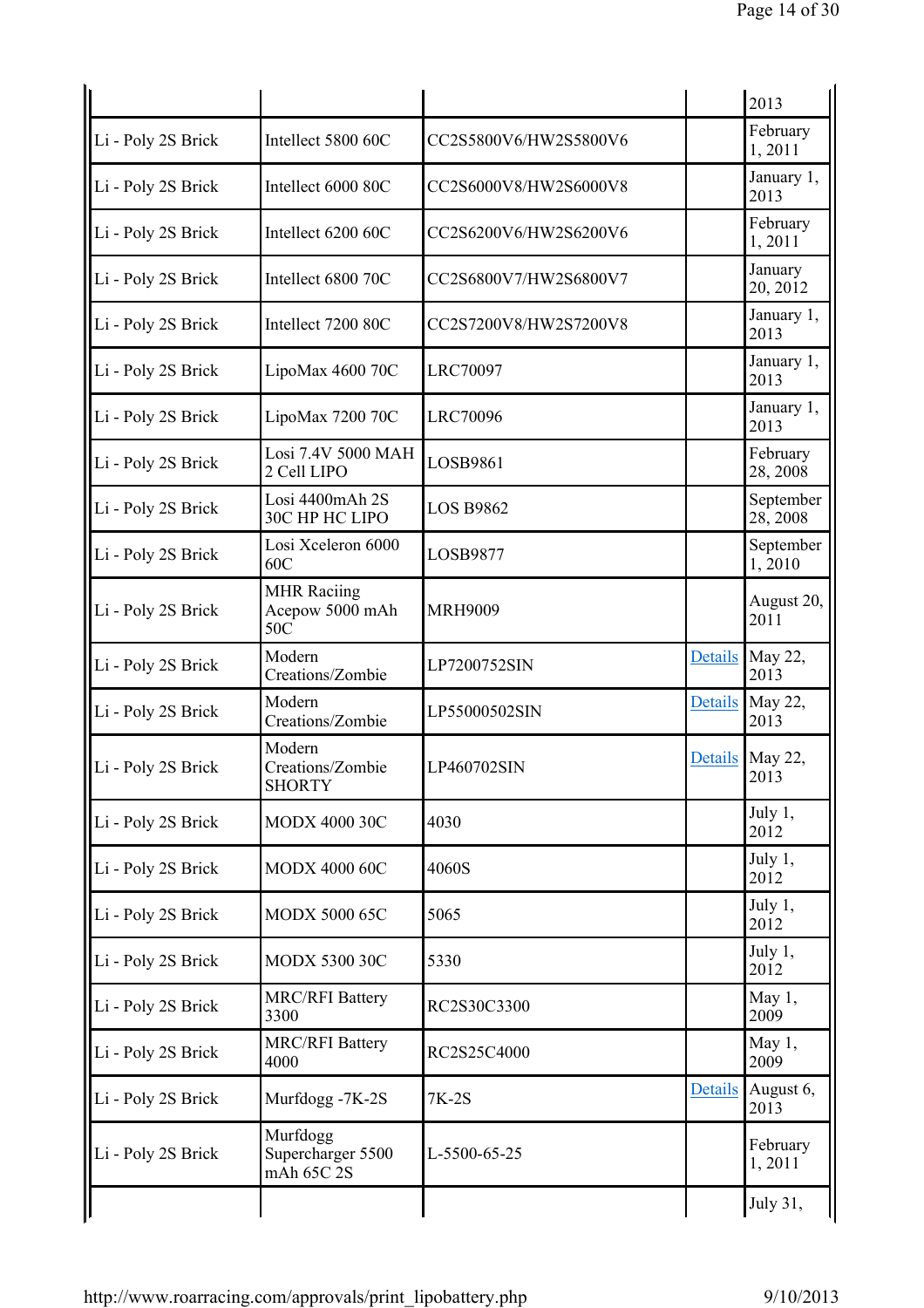| | | | | |
|---|---|---|---|---|
| | | | | 2013 |
| Li - Poly 2S Brick | Intellect 5800 60C | CC2S5800V6/HW2S5800V6 | | February 1, 2011 |
| Li - Poly 2S Brick | Intellect 6000 80C | CC2S6000V8/HW2S6000V8 | | January 1, 2013 |
| Li - Poly 2S Brick | Intellect 6200 60C | CC2S6200V6/HW2S6200V6 | | February 1, 2011 |
| Li - Poly 2S Brick | Intellect 6800 70C | CC2S6800V7/HW2S6800V7 | | January 20, 2012 |
| Li - Poly 2S Brick | Intellect 7200 80C | CC2S7200V8/HW2S7200V8 | | January 1, 2013 |
| Li - Poly 2S Brick | LipoMax 4600 70C | LRC70097 | | January 1, 2013 |
| Li - Poly 2S Brick | LipoMax 7200 70C | LRC70096 | | January 1, 2013 |
| Li - Poly 2S Brick | Losi 7.4V 5000 MAH 2 Cell LIPO | LOSB9861 | | February 28, 2008 |
| Li - Poly 2S Brick | Losi 4400mAh 2S 30C HP HC LIPO | LOS B9862 | | September 28, 2008 |
| Li - Poly 2S Brick | Losi Xceleron 6000 60C | LOSB9877 | | September 1, 2010 |
| Li - Poly 2S Brick | MHR Raciing Acepow 5000 mAh 50C | MRH9009 | | August 20, 2011 |
| Li - Poly 2S Brick | Modern Creations/Zombie | LP7200752SIN | Details | May 22, 2013 |
| Li - Poly 2S Brick | Modern Creations/Zombie | LP55000502SIN | Details | May 22, 2013 |
| Li - Poly 2S Brick | Modern Creations/Zombie SHORTY | LP460702SIN | Details | May 22, 2013 |
| Li - Poly 2S Brick | MODX 4000 30C | 4030 | | July 1, 2012 |
| Li - Poly 2S Brick | MODX 4000 60C | 4060S | | July 1, 2012 |
| Li - Poly 2S Brick | MODX 5000 65C | 5065 | | July 1, 2012 |
| Li - Poly 2S Brick | MODX 5300 30C | 5330 | | July 1, 2012 |
| Li - Poly 2S Brick | MRC/RFI Battery 3300 | RC2S30C3300 | | May 1, 2009 |
| Li - Poly 2S Brick | MRC/RFI Battery 4000 | RC2S25C4000 | | May 1, 2009 |
| Li - Poly 2S Brick | Murfdogg -7K-2S | 7K-2S | Details | August 6, 2013 |
| Li - Poly 2S Brick | Murfdogg Supercharger 5500 mAh 65C 2S | L-5500-65-25 | | February 1, 2011 |
| | | | | July 31, |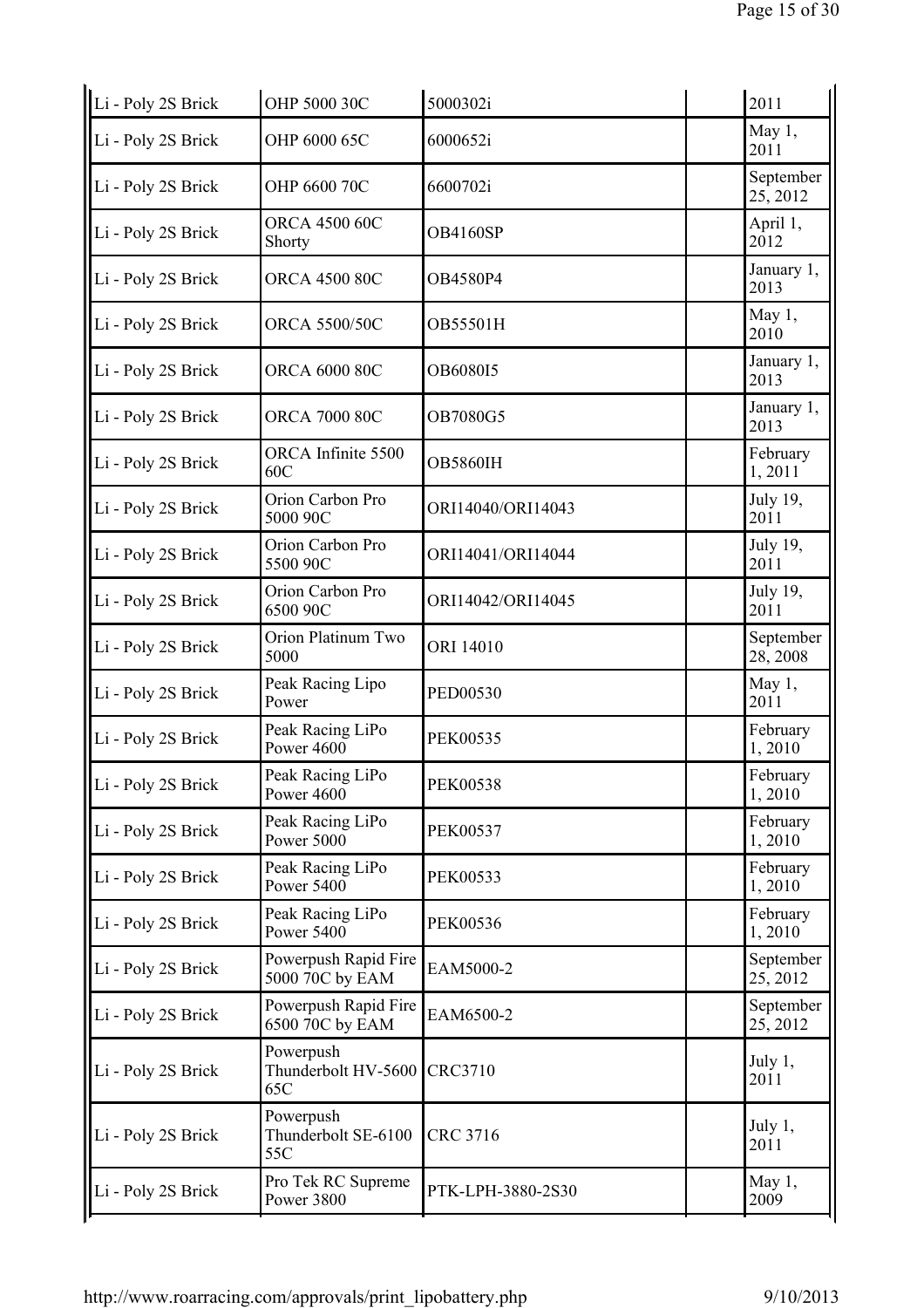| | | | | |
|---|---|---|---|---|
| Li - Poly 2S Brick | OHP 5000 30C | 5000302i | | 2011 |
| Li - Poly 2S Brick | OHP 6000 65C | 6000652i | | May 1, 2011 |
| Li - Poly 2S Brick | OHP 6600 70C | 6600702i | | September 25, 2012 |
| Li - Poly 2S Brick | ORCA 4500 60C Shorty | OB4160SP | | April 1, 2012 |
| Li - Poly 2S Brick | ORCA 4500 80C | OB4580P4 | | January 1, 2013 |
| Li - Poly 2S Brick | ORCA 5500/50C | OB55501H | | May 1, 2010 |
| Li - Poly 2S Brick | ORCA 6000 80C | OB6080I5 | | January 1, 2013 |
| Li - Poly 2S Brick | ORCA 7000 80C | OB7080G5 | | January 1, 2013 |
| Li - Poly 2S Brick | ORCA Infinite 5500 60C | OB5860IH | | February 1, 2011 |
| Li - Poly 2S Brick | Orion Carbon Pro 5000 90C | ORI14040/ORI14043 | | July 19, 2011 |
| Li - Poly 2S Brick | Orion Carbon Pro 5500 90C | ORI14041/ORI14044 | | July 19, 2011 |
| Li - Poly 2S Brick | Orion Carbon Pro 6500 90C | ORI14042/ORI14045 | | July 19, 2011 |
| Li - Poly 2S Brick | Orion Platinum Two 5000 | ORI 14010 | | September 28, 2008 |
| Li - Poly 2S Brick | Peak Racing Lipo Power | PED00530 | | May 1, 2011 |
| Li - Poly 2S Brick | Peak Racing LiPo Power 4600 | PEK00535 | | February 1, 2010 |
| Li - Poly 2S Brick | Peak Racing LiPo Power 4600 | PEK00538 | | February 1, 2010 |
| Li - Poly 2S Brick | Peak Racing LiPo Power 5000 | PEK00537 | | February 1, 2010 |
| Li - Poly 2S Brick | Peak Racing LiPo Power 5400 | PEK00533 | | February 1, 2010 |
| Li - Poly 2S Brick | Peak Racing LiPo Power 5400 | PEK00536 | | February 1, 2010 |
| Li - Poly 2S Brick | Powerpush Rapid Fire 5000 70C by EAM | EAM5000-2 | | September 25, 2012 |
| Li - Poly 2S Brick | Powerpush Rapid Fire 6500 70C by EAM | EAM6500-2 | | September 25, 2012 |
| Li - Poly 2S Brick | Powerpush Thunderbolt HV-5600 65C | CRC3710 | | July 1, 2011 |
| Li - Poly 2S Brick | Powerpush Thunderbolt SE-6100 55C | CRC 3716 | | July 1, 2011 |
| Li - Poly 2S Brick | Pro Tek RC Supreme Power 3800 | PTK-LPH-3880-2S30 | | May 1, 2009 |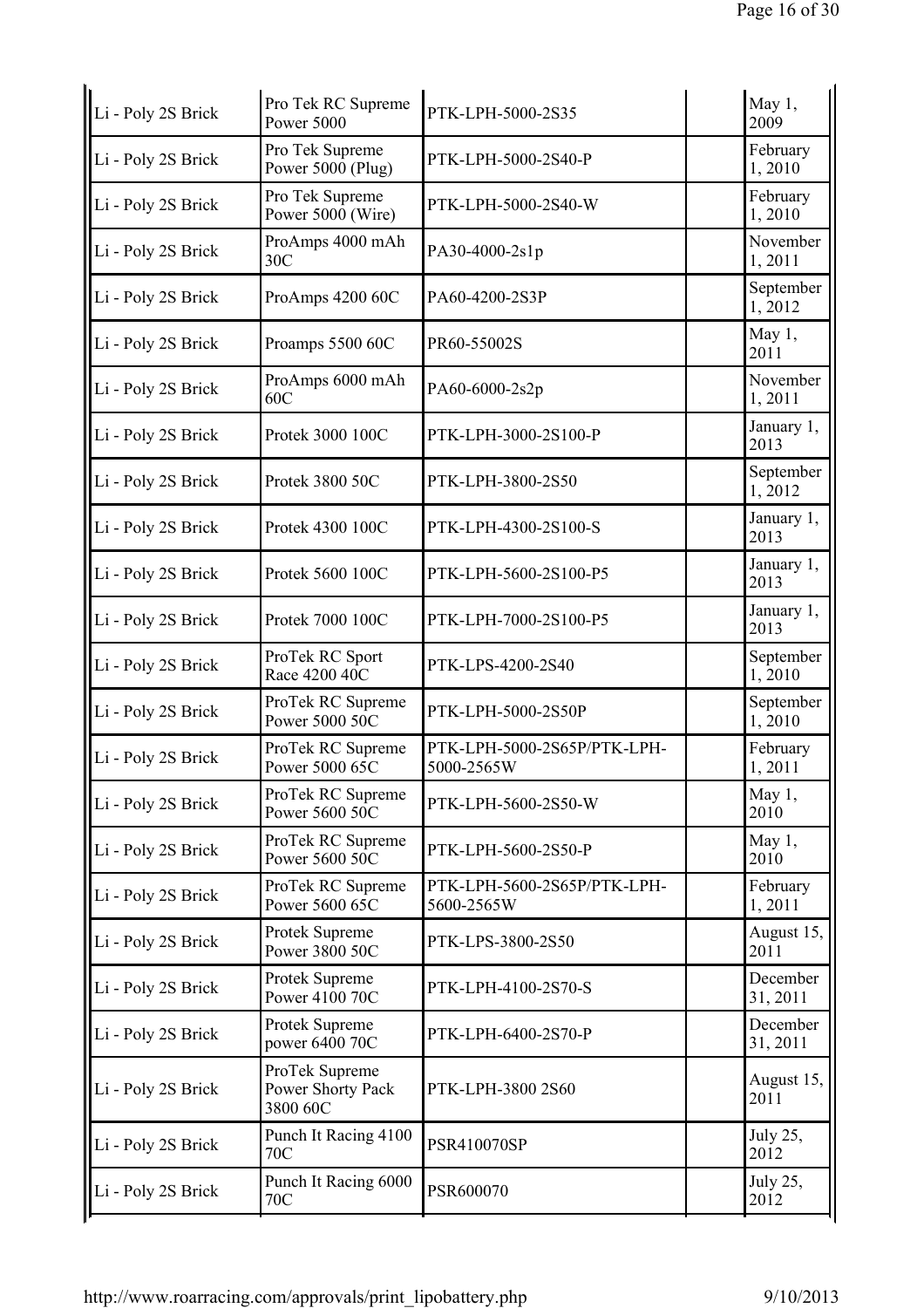| | | | | |
|---|---|---|---|---|
| Li - Poly 2S Brick | Pro Tek RC Supreme Power 5000 | PTK-LPH-5000-2S35 | | May 1, 2009 |
| Li - Poly 2S Brick | Pro Tek Supreme Power 5000 (Plug) | PTK-LPH-5000-2S40-P | | February 1, 2010 |
| Li - Poly 2S Brick | Pro Tek Supreme Power 5000 (Wire) | PTK-LPH-5000-2S40-W | | February 1, 2010 |
| Li - Poly 2S Brick | ProAmps 4000 mAh 30C | PA30-4000-2s1p | | November 1, 2011 |
| Li - Poly 2S Brick | ProAmps 4200 60C | PA60-4200-2S3P | | September 1, 2012 |
| Li - Poly 2S Brick | Proamps 5500 60C | PR60-55002S | | May 1, 2011 |
| Li - Poly 2S Brick | ProAmps 6000 mAh 60C | PA60-6000-2s2p | | November 1, 2011 |
| Li - Poly 2S Brick | Protek 3000 100C | PTK-LPH-3000-2S100-P | | January 1, 2013 |
| Li - Poly 2S Brick | Protek 3800 50C | PTK-LPH-3800-2S50 | | September 1, 2012 |
| Li - Poly 2S Brick | Protek 4300 100C | PTK-LPH-4300-2S100-S | | January 1, 2013 |
| Li - Poly 2S Brick | Protek 5600 100C | PTK-LPH-5600-2S100-P5 | | January 1, 2013 |
| Li - Poly 2S Brick | Protek 7000 100C | PTK-LPH-7000-2S100-P5 | | January 1, 2013 |
| Li - Poly 2S Brick | ProTek RC Sport Race 4200 40C | PTK-LPS-4200-2S40 | | September 1, 2010 |
| Li - Poly 2S Brick | ProTek RC Supreme Power 5000 50C | PTK-LPH-5000-2S50P | | September 1, 2010 |
| Li - Poly 2S Brick | ProTek RC Supreme Power 5000 65C | PTK-LPH-5000-2S65P/PTK-LPH-5000-2565W | | February 1, 2011 |
| Li - Poly 2S Brick | ProTek RC Supreme Power 5600 50C | PTK-LPH-5600-2S50-W | | May 1, 2010 |
| Li - Poly 2S Brick | ProTek RC Supreme Power 5600 50C | PTK-LPH-5600-2S50-P | | May 1, 2010 |
| Li - Poly 2S Brick | ProTek RC Supreme Power 5600 65C | PTK-LPH-5600-2S65P/PTK-LPH-5600-2565W | | February 1, 2011 |
| Li - Poly 2S Brick | Protek Supreme Power 3800 50C | PTK-LPS-3800-2S50 | | August 15, 2011 |
| Li - Poly 2S Brick | Protek Supreme Power 4100 70C | PTK-LPH-4100-2S70-S | | December 31, 2011 |
| Li - Poly 2S Brick | Protek Supreme power 6400 70C | PTK-LPH-6400-2S70-P | | December 31, 2011 |
| Li - Poly 2S Brick | ProTek Supreme Power Shorty Pack 3800 60C | PTK-LPH-3800 2S60 | | August 15, 2011 |
| Li - Poly 2S Brick | Punch It Racing 4100 70C | PSR410070SP | | July 25, 2012 |
| Li - Poly 2S Brick | Punch It Racing 6000 70C | PSR600070 | | July 25, 2012 |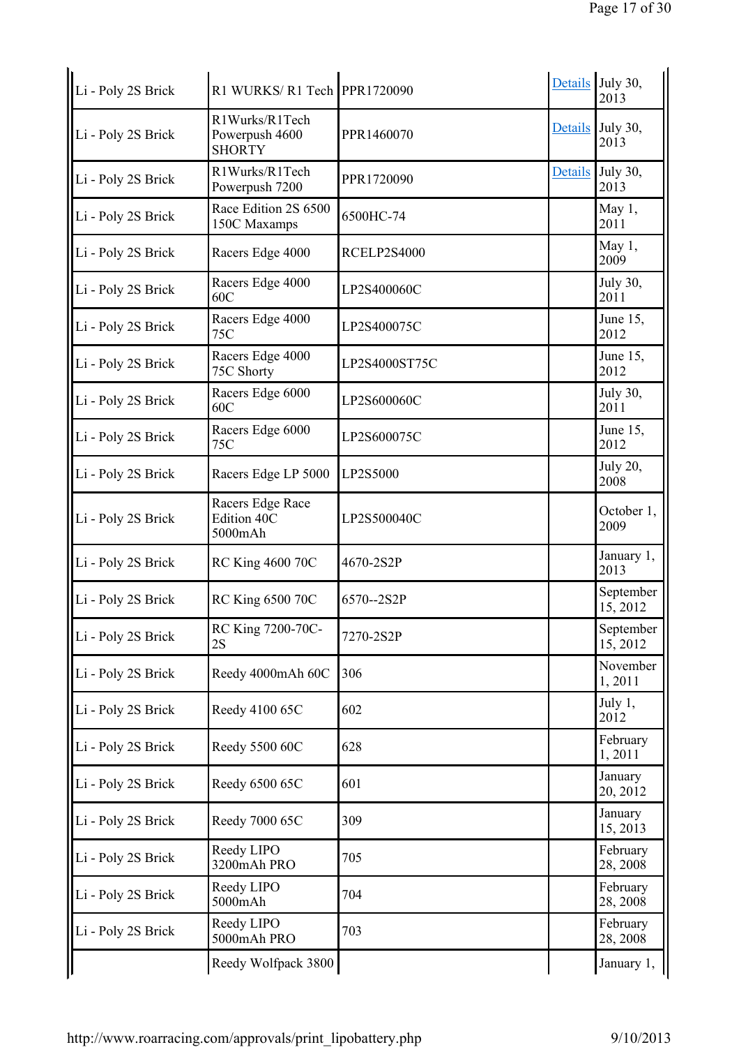| Li - Poly 2S Brick | R1 WURKS/ R1 Tech | PPR1720090 | Details | July 30, 2013 |
|---|---|---|---|---|
| Li - Poly 2S Brick | R1Wurks/R1Tech Powerpush 4600 SHORTY | PPR1460070 | Details | July 30, 2013 |
| Li - Poly 2S Brick | R1Wurks/R1Tech Powerpush 7200 | PPR1720090 | Details | July 30, 2013 |
| Li - Poly 2S Brick | Race Edition 2S 6500 150C Maxamps | 6500HC-74 | | May 1, 2011 |
| Li - Poly 2S Brick | Racers Edge 4000 | RCELP2S4000 | | May 1, 2009 |
| Li - Poly 2S Brick | Racers Edge 4000 60C | LP2S400060C | | July 30, 2011 |
| Li - Poly 2S Brick | Racers Edge 4000 75C | LP2S400075C | | June 15, 2012 |
| Li - Poly 2S Brick | Racers Edge 4000 75C Shorty | LP2S4000ST75C | | June 15, 2012 |
| Li - Poly 2S Brick | Racers Edge 6000 60C | LP2S600060C | | July 30, 2011 |
| Li - Poly 2S Brick | Racers Edge 6000 75C | LP2S600075C | | June 15, 2012 |
| Li - Poly 2S Brick | Racers Edge LP 5000 | LP2S5000 | | July 20, 2008 |
| Li - Poly 2S Brick | Racers Edge Race Edition 40C 5000mAh | LP2S500040C | | October 1, 2009 |
| Li - Poly 2S Brick | RC King 4600 70C | 4670-2S2P | | January 1, 2013 |
| Li - Poly 2S Brick | RC King 6500 70C | 6570--2S2P | | September 15, 2012 |
| Li - Poly 2S Brick | RC King 7200-70C-2S | 7270-2S2P | | September 15, 2012 |
| Li - Poly 2S Brick | Reedy 4000mAh 60C | 306 | | November 1, 2011 |
| Li - Poly 2S Brick | Reedy 4100 65C | 602 | | July 1, 2012 |
| Li - Poly 2S Brick | Reedy 5500 60C | 628 | | February 1, 2011 |
| Li - Poly 2S Brick | Reedy 6500 65C | 601 | | January 20, 2012 |
| Li - Poly 2S Brick | Reedy 7000 65C | 309 | | January 15, 2013 |
| Li - Poly 2S Brick | Reedy LIPO 3200mAh PRO | 705 | | February 28, 2008 |
| Li - Poly 2S Brick | Reedy LIPO 5000mAh | 704 | | February 28, 2008 |
| Li - Poly 2S Brick | Reedy LIPO 5000mAh PRO | 703 | | February 28, 2008 |
| | Reedy Wolfpack 3800 | | | January 1, |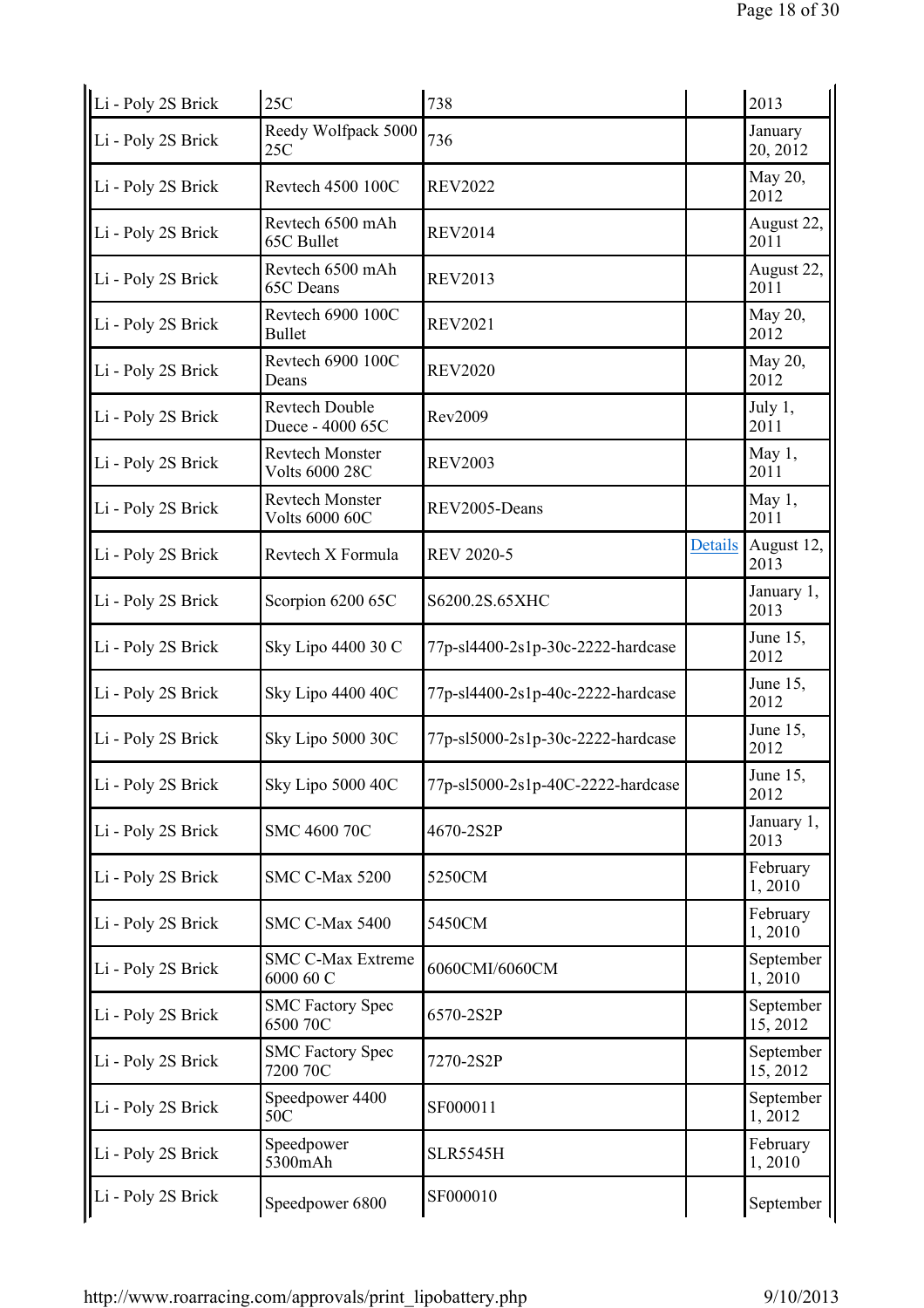| | | | | |
|---|---|---|---|---|
| Li - Poly 2S Brick | 25C | 738 | | 2013 |
| Li - Poly 2S Brick | Reedy Wolfpack 5000 25C | 736 | | January 20, 2012 |
| Li - Poly 2S Brick | Revtech 4500 100C | REV2022 | | May 20, 2012 |
| Li - Poly 2S Brick | Revtech 6500 mAh 65C Bullet | REV2014 | | August 22, 2011 |
| Li - Poly 2S Brick | Revtech 6500 mAh 65C Deans | REV2013 | | August 22, 2011 |
| Li - Poly 2S Brick | Revtech 6900 100C Bullet | REV2021 | | May 20, 2012 |
| Li - Poly 2S Brick | Revtech 6900 100C Deans | REV2020 | | May 20, 2012 |
| Li - Poly 2S Brick | Revtech Double Duece - 4000 65C | Rev2009 | | July 1, 2011 |
| Li - Poly 2S Brick | Revtech Monster Volts 6000 28C | REV2003 | | May 1, 2011 |
| Li - Poly 2S Brick | Revtech Monster Volts 6000 60C | REV2005-Deans | | May 1, 2011 |
| Li - Poly 2S Brick | Revtech X Formula | REV 2020-5 | Details | August 12, 2013 |
| Li - Poly 2S Brick | Scorpion 6200 65C | S6200.2S.65XHC | | January 1, 2013 |
| Li - Poly 2S Brick | Sky Lipo 4400 30 C | 77p-sl4400-2s1p-30c-2222-hardcase | | June 15, 2012 |
| Li - Poly 2S Brick | Sky Lipo 4400 40C | 77p-sl4400-2s1p-40c-2222-hardcase | | June 15, 2012 |
| Li - Poly 2S Brick | Sky Lipo 5000 30C | 77p-sl5000-2s1p-30c-2222-hardcase | | June 15, 2012 |
| Li - Poly 2S Brick | Sky Lipo 5000 40C | 77p-sl5000-2s1p-40C-2222-hardcase | | June 15, 2012 |
| Li - Poly 2S Brick | SMC 4600 70C | 4670-2S2P | | January 1, 2013 |
| Li - Poly 2S Brick | SMC C-Max 5200 | 5250CM | | February 1, 2010 |
| Li - Poly 2S Brick | SMC C-Max 5400 | 5450CM | | February 1, 2010 |
| Li - Poly 2S Brick | SMC C-Max Extreme 6000 60 C | 6060CMI/6060CM | | September 1, 2010 |
| Li - Poly 2S Brick | SMC Factory Spec 6500 70C | 6570-2S2P | | September 15, 2012 |
| Li - Poly 2S Brick | SMC Factory Spec 7200 70C | 7270-2S2P | | September 15, 2012 |
| Li - Poly 2S Brick | Speedpower 4400 50C | SF000011 | | September 1, 2012 |
| Li - Poly 2S Brick | Speedpower 5300mAh | SLR5545H | | February 1, 2010 |
| Li - Poly 2S Brick | Speedpower 6800 | SF000010 | | September |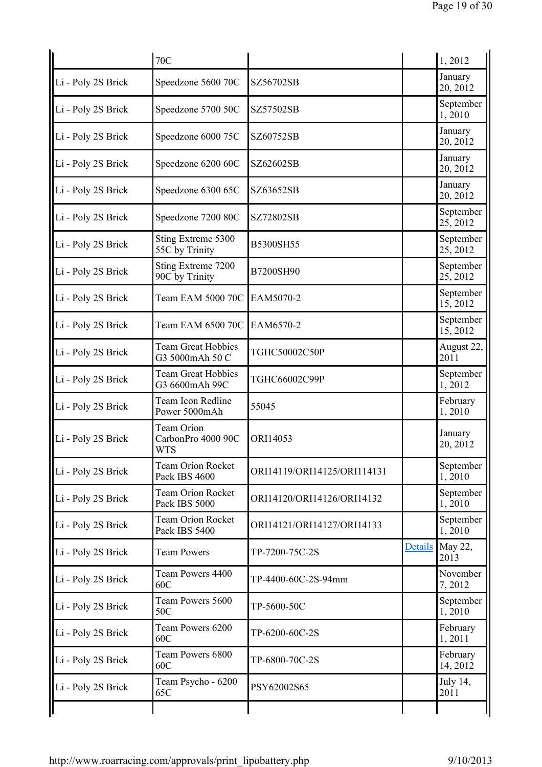| | 70C | | | 1, 2012 |
|---|---|---|---|---|
| Li - Poly 2S Brick | Speedzone 5600 70C | SZ56702SB | | January 20, 2012 |
| Li - Poly 2S Brick | Speedzone 5700 50C | SZ57502SB | | September 1, 2010 |
| Li - Poly 2S Brick | Speedzone 6000 75C | SZ60752SB | | January 20, 2012 |
| Li - Poly 2S Brick | Speedzone 6200 60C | SZ62602SB | | January 20, 2012 |
| Li - Poly 2S Brick | Speedzone 6300 65C | SZ63652SB | | January 20, 2012 |
| Li - Poly 2S Brick | Speedzone 7200 80C | SZ72802SB | | September 25, 2012 |
| Li - Poly 2S Brick | Sting Extreme 5300 55C by Trinity | B5300SH55 | | September 25, 2012 |
| Li - Poly 2S Brick | Sting Extreme 7200 90C by Trinity | B7200SH90 | | September 25, 2012 |
| Li - Poly 2S Brick | Team EAM 5000 70C | EAM5070-2 | | September 15, 2012 |
| Li - Poly 2S Brick | Team EAM 6500 70C | EAM6570-2 | | September 15, 2012 |
| Li - Poly 2S Brick | Team Great Hobbies G3 5000mAh 50 C | TGHC50002C50P | | August 22, 2011 |
| Li - Poly 2S Brick | Team Great Hobbies G3 6600mAh 99C | TGHC66002C99P | | September 1, 2012 |
| Li - Poly 2S Brick | Team Icon Redline Power 5000mAh | 55045 | | February 1, 2010 |
| Li - Poly 2S Brick | Team Orion CarbonPro 4000 90C WTS | ORI14053 | | January 20, 2012 |
| Li - Poly 2S Brick | Team Orion Rocket Pack IBS 4600 | ORI14119/ORI14125/ORI114131 | | September 1, 2010 |
| Li - Poly 2S Brick | Team Orion Rocket Pack IBS 5000 | ORI14120/ORI14126/ORI14132 | | September 1, 2010 |
| Li - Poly 2S Brick | Team Orion Rocket Pack IBS 5400 | ORI14121/ORI14127/ORI14133 | | September 1, 2010 |
| Li - Poly 2S Brick | Team Powers | TP-7200-75C-2S | Details | May 22, 2013 |
| Li - Poly 2S Brick | Team Powers 4400 60C | TP-4400-60C-2S-94mm | | November 7, 2012 |
| Li - Poly 2S Brick | Team Powers 5600 50C | TP-5600-50C | | September 1, 2010 |
| Li - Poly 2S Brick | Team Powers 6200 60C | TP-6200-60C-2S | | February 1, 2011 |
| Li - Poly 2S Brick | Team Powers 6800 60C | TP-6800-70C-2S | | February 14, 2012 |
| Li - Poly 2S Brick | Team Psycho - 6200 65C | PSY62002S65 | | July 14, 2011 |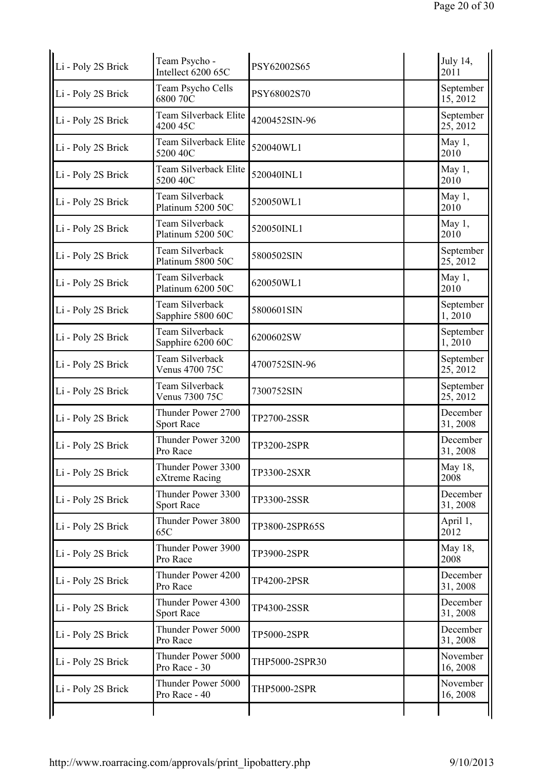| | | | | |
|---|---|---|---|---|
| Li - Poly 2S Brick | Team Psycho - Intellect 6200 65C | PSY62002S65 | | July 14, 2011 |
| Li - Poly 2S Brick | Team Psycho Cells 6800 70C | PSY68002S70 | | September 15, 2012 |
| Li - Poly 2S Brick | Team Silverback Elite 4200 45C | 4200452SIN-96 | | September 25, 2012 |
| Li - Poly 2S Brick | Team Silverback Elite 5200 40C | 520040WL1 | | May 1, 2010 |
| Li - Poly 2S Brick | Team Silverback Elite 5200 40C | 520040INL1 | | May 1, 2010 |
| Li - Poly 2S Brick | Team Silverback Platinum 5200 50C | 520050WL1 | | May 1, 2010 |
| Li - Poly 2S Brick | Team Silverback Platinum 5200 50C | 520050INL1 | | May 1, 2010 |
| Li - Poly 2S Brick | Team Silverback Platinum 5800 50C | 5800502SIN | | September 25, 2012 |
| Li - Poly 2S Brick | Team Silverback Platinum 6200 50C | 620050WL1 | | May 1, 2010 |
| Li - Poly 2S Brick | Team Silverback Sapphire 5800 60C | 5800601SIN | | September 1, 2010 |
| Li - Poly 2S Brick | Team Silverback Sapphire 6200 60C | 6200602SW | | September 1, 2010 |
| Li - Poly 2S Brick | Team Silverback Venus 4700 75C | 4700752SIN-96 | | September 25, 2012 |
| Li - Poly 2S Brick | Team Silverback Venus 7300 75C | 7300752SIN | | September 25, 2012 |
| Li - Poly 2S Brick | Thunder Power 2700 Sport Race | TP2700-2SSR | | December 31, 2008 |
| Li - Poly 2S Brick | Thunder Power 3200 Pro Race | TP3200-2SPR | | December 31, 2008 |
| Li - Poly 2S Brick | Thunder Power 3300 eXtreme Racing | TP3300-2SXR | | May 18, 2008 |
| Li - Poly 2S Brick | Thunder Power 3300 Sport Race | TP3300-2SSR | | December 31, 2008 |
| Li - Poly 2S Brick | Thunder Power 3800 65C | TP3800-2SPR65S | | April 1, 2012 |
| Li - Poly 2S Brick | Thunder Power 3900 Pro Race | TP3900-2SPR | | May 18, 2008 |
| Li - Poly 2S Brick | Thunder Power 4200 Pro Race | TP4200-2PSR | | December 31, 2008 |
| Li - Poly 2S Brick | Thunder Power 4300 Sport Race | TP4300-2SSR | | December 31, 2008 |
| Li - Poly 2S Brick | Thunder Power 5000 Pro Race | TP5000-2SPR | | December 31, 2008 |
| Li - Poly 2S Brick | Thunder Power 5000 Pro Race - 30 | THP5000-2SPR30 | | November 16, 2008 |
| Li - Poly 2S Brick | Thunder Power 5000 Pro Race - 40 | THP5000-2SPR | | November 16, 2008 |
| | | | | |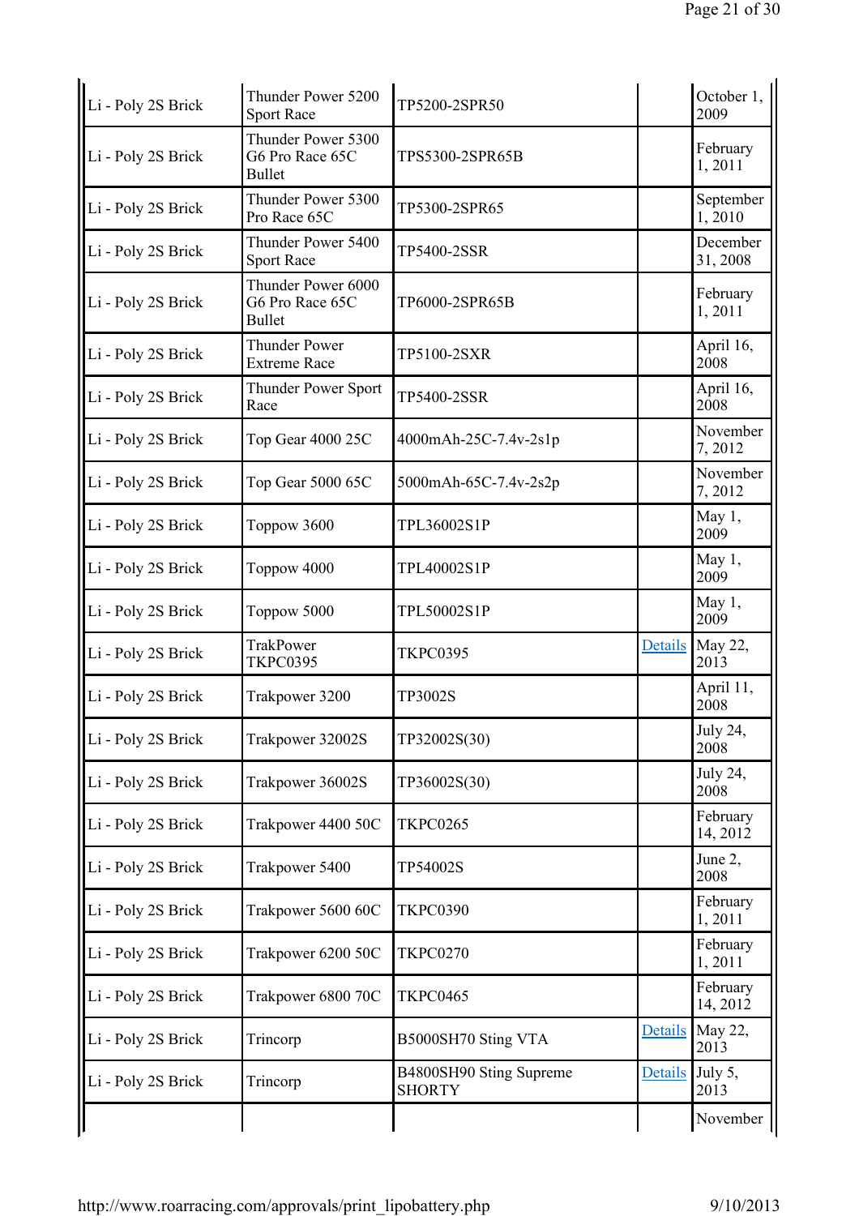| | | | | |
|---|---|---|---|---|
| Li - Poly 2S Brick | Thunder Power 5200 Sport Race | TP5200-2SPR50 | | October 1, 2009 |
| Li - Poly 2S Brick | Thunder Power 5300 G6 Pro Race 65C Bullet | TPS5300-2SPR65B | | February 1, 2011 |
| Li - Poly 2S Brick | Thunder Power 5300 Pro Race 65C | TP5300-2SPR65 | | September 1, 2010 |
| Li - Poly 2S Brick | Thunder Power 5400 Sport Race | TP5400-2SSR | | December 31, 2008 |
| Li - Poly 2S Brick | Thunder Power 6000 G6 Pro Race 65C Bullet | TP6000-2SPR65B | | February 1, 2011 |
| Li - Poly 2S Brick | Thunder Power Extreme Race | TP5100-2SXR | | April 16, 2008 |
| Li - Poly 2S Brick | Thunder Power Sport Race | TP5400-2SSR | | April 16, 2008 |
| Li - Poly 2S Brick | Top Gear 4000 25C | 4000mAh-25C-7.4v-2s1p | | November 7, 2012 |
| Li - Poly 2S Brick | Top Gear 5000 65C | 5000mAh-65C-7.4v-2s2p | | November 7, 2012 |
| Li - Poly 2S Brick | Toppow 3600 | TPL36002S1P | | May 1, 2009 |
| Li - Poly 2S Brick | Toppow 4000 | TPL40002S1P | | May 1, 2009 |
| Li - Poly 2S Brick | Toppow 5000 | TPL50002S1P | | May 1, 2009 |
| Li - Poly 2S Brick | TrakPower TKPC0395 | TKPC0395 | Details | May 22, 2013 |
| Li - Poly 2S Brick | Trakpower 3200 | TP3002S | | April 11, 2008 |
| Li - Poly 2S Brick | Trakpower 32002S | TP32002S(30) | | July 24, 2008 |
| Li - Poly 2S Brick | Trakpower 36002S | TP36002S(30) | | July 24, 2008 |
| Li - Poly 2S Brick | Trakpower 4400 50C | TKPC0265 | | February 14, 2012 |
| Li - Poly 2S Brick | Trakpower 5400 | TP54002S | | June 2, 2008 |
| Li - Poly 2S Brick | Trakpower 5600 60C | TKPC0390 | | February 1, 2011 |
| Li - Poly 2S Brick | Trakpower 6200 50C | TKPC0270 | | February 1, 2011 |
| Li - Poly 2S Brick | Trakpower 6800 70C | TKPC0465 | | February 14, 2012 |
| Li - Poly 2S Brick | Trincorp | B5000SH70 Sting VTA | Details | May 22, 2013 |
| Li - Poly 2S Brick | Trincorp | B4800SH90 Sting Supreme SHORTY | Details | July 5, 2013 |
| | | | | November |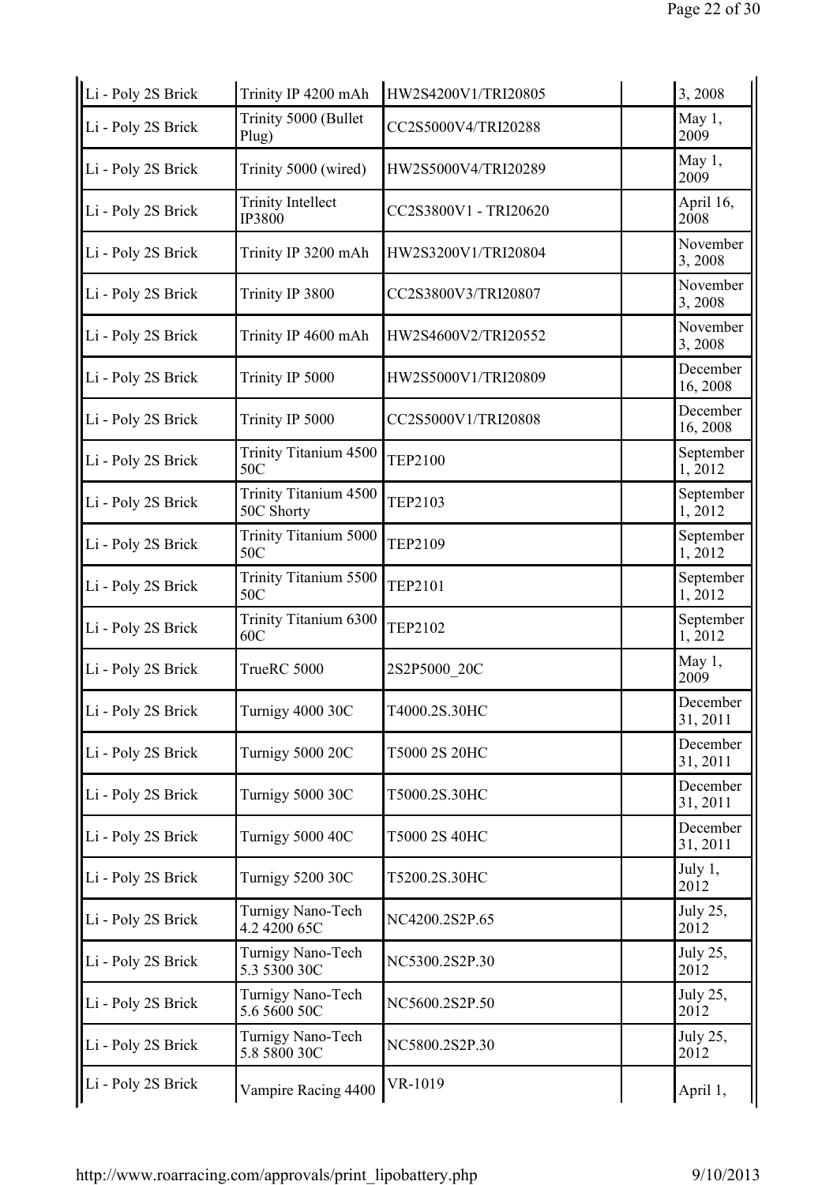| Li - Poly 2S Brick | Trinity IP 4200 mAh | HW2S4200V1/TRI20805 | | 3, 2008 |
|---|---|---|---|---|
| Li - Poly 2S Brick | Trinity 5000 (Bullet Plug) | CC2S5000V4/TRI20288 | | May 1, 2009 |
| Li - Poly 2S Brick | Trinity 5000 (wired) | HW2S5000V4/TRI20289 | | May 1, 2009 |
| Li - Poly 2S Brick | Trinity Intellect IP3800 | CC2S3800V1 - TRI20620 | | April 16, 2008 |
| Li - Poly 2S Brick | Trinity IP 3200 mAh | HW2S3200V1/TRI20804 | | November 3, 2008 |
| Li - Poly 2S Brick | Trinity IP 3800 | CC2S3800V3/TRI20807 | | November 3, 2008 |
| Li - Poly 2S Brick | Trinity IP 4600 mAh | HW2S4600V2/TRI20552 | | November 3, 2008 |
| Li - Poly 2S Brick | Trinity IP 5000 | HW2S5000V1/TRI20809 | | December 16, 2008 |
| Li - Poly 2S Brick | Trinity IP 5000 | CC2S5000V1/TRI20808 | | December 16, 2008 |
| Li - Poly 2S Brick | Trinity Titanium 4500 50C | TEP2100 | | September 1, 2012 |
| Li - Poly 2S Brick | Trinity Titanium 4500 50C Shorty | TEP2103 | | September 1, 2012 |
| Li - Poly 2S Brick | Trinity Titanium 5000 50C | TEP2109 | | September 1, 2012 |
| Li - Poly 2S Brick | Trinity Titanium 5500 50C | TEP2101 | | September 1, 2012 |
| Li - Poly 2S Brick | Trinity Titanium 6300 60C | TEP2102 | | September 1, 2012 |
| Li - Poly 2S Brick | TrueRC 5000 | 2S2P5000_20C | | May 1, 2009 |
| Li - Poly 2S Brick | Turnigy 4000 30C | T4000.2S.30HC | | December 31, 2011 |
| Li - Poly 2S Brick | Turnigy 5000 20C | T5000 2S 20HC | | December 31, 2011 |
| Li - Poly 2S Brick | Turnigy 5000 30C | T5000.2S.30HC | | December 31, 2011 |
| Li - Poly 2S Brick | Turnigy 5000 40C | T5000 2S 40HC | | December 31, 2011 |
| Li - Poly 2S Brick | Turnigy 5200 30C | T5200.2S.30HC | | July 1, 2012 |
| Li - Poly 2S Brick | Turnigy Nano-Tech 4.2 4200 65C | NC4200.2S2P.65 | | July 25, 2012 |
| Li - Poly 2S Brick | Turnigy Nano-Tech 5.3 5300 30C | NC5300.2S2P.30 | | July 25, 2012 |
| Li - Poly 2S Brick | Turnigy Nano-Tech 5.6 5600 50C | NC5600.2S2P.50 | | July 25, 2012 |
| Li - Poly 2S Brick | Turnigy Nano-Tech 5.8 5800 30C | NC5800.2S2P.30 | | July 25, 2012 |
| Li - Poly 2S Brick | Vampire Racing 4400 | VR-1019 | | April 1, |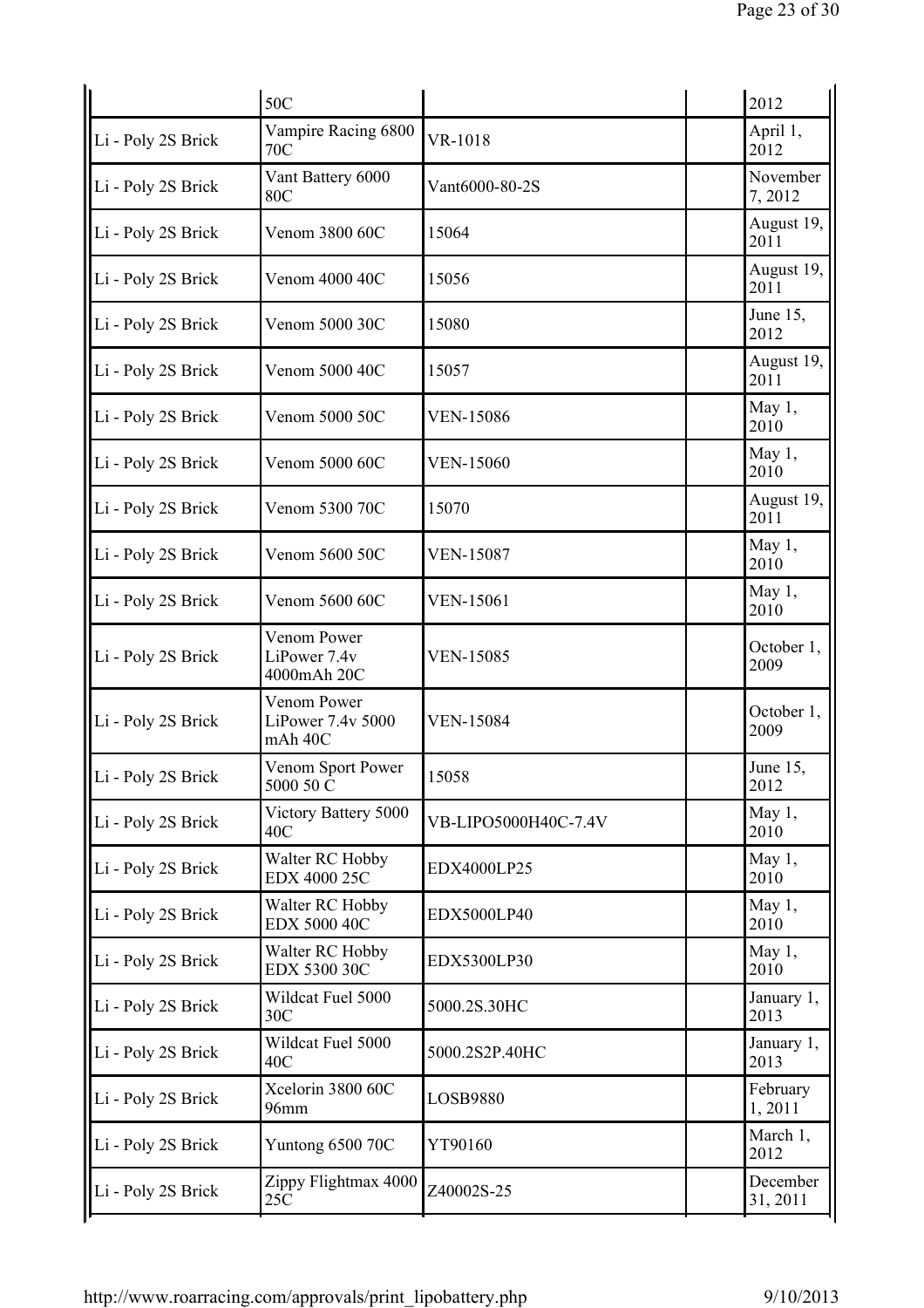| | | | | |
|---|---|---|---|---|
| | 50C | | | 2012 |
| Li - Poly 2S Brick | Vampire Racing 6800 70C | VR-1018 | | April 1, 2012 |
| Li - Poly 2S Brick | Vant Battery 6000 80C | Vant6000-80-2S | | November 7, 2012 |
| Li - Poly 2S Brick | Venom 3800 60C | 15064 | | August 19, 2011 |
| Li - Poly 2S Brick | Venom 4000 40C | 15056 | | August 19, 2011 |
| Li - Poly 2S Brick | Venom 5000 30C | 15080 | | June 15, 2012 |
| Li - Poly 2S Brick | Venom 5000 40C | 15057 | | August 19, 2011 |
| Li - Poly 2S Brick | Venom 5000 50C | VEN-15086 | | May 1, 2010 |
| Li - Poly 2S Brick | Venom 5000 60C | VEN-15060 | | May 1, 2010 |
| Li - Poly 2S Brick | Venom 5300 70C | 15070 | | August 19, 2011 |
| Li - Poly 2S Brick | Venom 5600 50C | VEN-15087 | | May 1, 2010 |
| Li - Poly 2S Brick | Venom 5600 60C | VEN-15061 | | May 1, 2010 |
| Li - Poly 2S Brick | Venom Power LiPower 7.4v 4000mAh 20C | VEN-15085 | | October 1, 2009 |
| Li - Poly 2S Brick | Venom Power LiPower 7.4v 5000 mAh 40C | VEN-15084 | | October 1, 2009 |
| Li - Poly 2S Brick | Venom Sport Power 5000 50 C | 15058 | | June 15, 2012 |
| Li - Poly 2S Brick | Victory Battery 5000 40C | VB-LIPO5000H40C-7.4V | | May 1, 2010 |
| Li - Poly 2S Brick | Walter RC Hobby EDX 4000 25C | EDX4000LP25 | | May 1, 2010 |
| Li - Poly 2S Brick | Walter RC Hobby EDX 5000 40C | EDX5000LP40 | | May 1, 2010 |
| Li - Poly 2S Brick | Walter RC Hobby EDX 5300 30C | EDX5300LP30 | | May 1, 2010 |
| Li - Poly 2S Brick | Wildcat Fuel 5000 30C | 5000.2S.30HC | | January 1, 2013 |
| Li - Poly 2S Brick | Wildcat Fuel 5000 40C | 5000.2S2P.40HC | | January 1, 2013 |
| Li - Poly 2S Brick | Xcelorin 3800 60C 96mm | LOSB9880 | | February 1, 2011 |
| Li - Poly 2S Brick | Yuntong 6500 70C | YT90160 | | March 1, 2012 |
| Li - Poly 2S Brick | Zippy Flightmax 4000 25C | Z40002S-25 | | December 31, 2011 |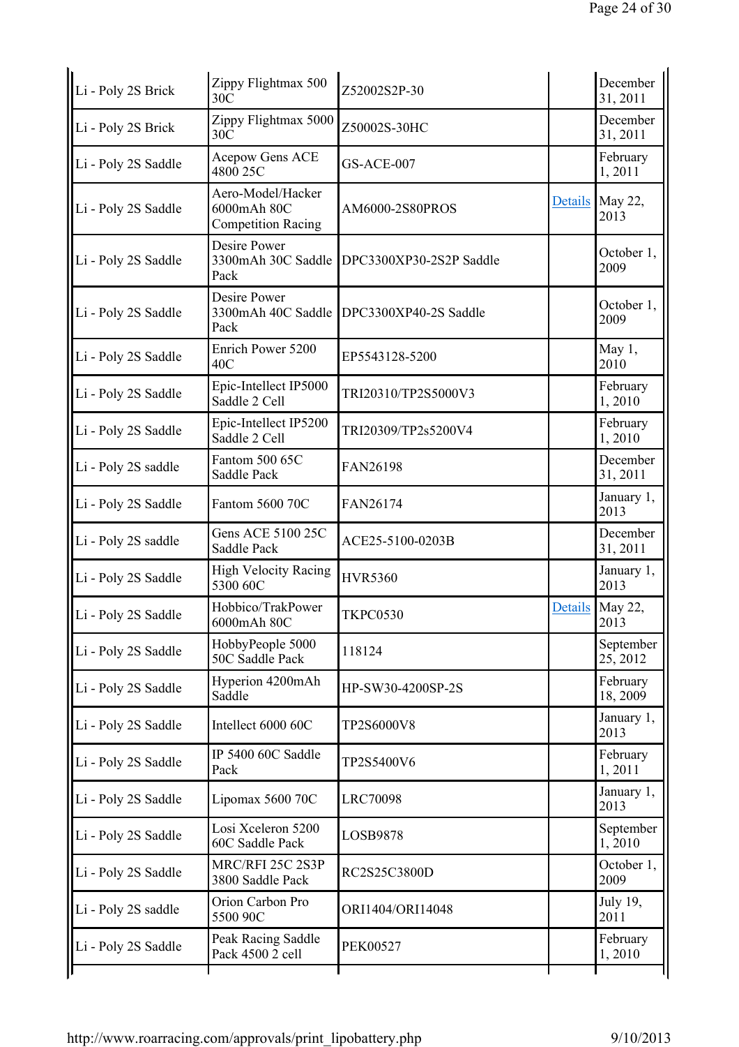| | | | | |
|---|---|---|---|---|
| Li - Poly 2S Brick | Zippy Flightmax 500 30C | Z52002S2P-30 | | December 31, 2011 |
| Li - Poly 2S Brick | Zippy Flightmax 5000 30C | Z50002S-30HC | | December 31, 2011 |
| Li - Poly 2S Saddle | Acepow Gens ACE 4800 25C | GS-ACE-007 | | February 1, 2011 |
| Li - Poly 2S Saddle | Aero-Model/Hacker 6000mAh 80C Competition Racing | AM6000-2S80PROS | Details | May 22, 2013 |
| Li - Poly 2S Saddle | Desire Power 3300mAh 30C Saddle Pack | DPC3300XP30-2S2P Saddle | | October 1, 2009 |
| Li - Poly 2S Saddle | Desire Power 3300mAh 40C Saddle Pack | DPC3300XP40-2S Saddle | | October 1, 2009 |
| Li - Poly 2S Saddle | Enrich Power 5200 40C | EP5543128-5200 | | May 1, 2010 |
| Li - Poly 2S Saddle | Epic-Intellect IP5000 Saddle 2 Cell | TRI20310/TP2S5000V3 | | February 1, 2010 |
| Li - Poly 2S Saddle | Epic-Intellect IP5200 Saddle 2 Cell | TRI20309/TP2s5200V4 | | February 1, 2010 |
| Li - Poly 2S saddle | Fantom 500 65C Saddle Pack | FAN26198 | | December 31, 2011 |
| Li - Poly 2S Saddle | Fantom 5600 70C | FAN26174 | | January 1, 2013 |
| Li - Poly 2S saddle | Gens ACE 5100 25C Saddle Pack | ACE25-5100-0203B | | December 31, 2011 |
| Li - Poly 2S Saddle | High Velocity Racing 5300 60C | HVR5360 | | January 1, 2013 |
| Li - Poly 2S Saddle | Hobbico/TrakPower 6000mAh 80C | TKPC0530 | Details | May 22, 2013 |
| Li - Poly 2S Saddle | HobbyPeople 5000 50C Saddle Pack | 118124 | | September 25, 2012 |
| Li - Poly 2S Saddle | Hyperion 4200mAh Saddle | HP-SW30-4200SP-2S | | February 18, 2009 |
| Li - Poly 2S Saddle | Intellect 6000 60C | TP2S6000V8 | | January 1, 2013 |
| Li - Poly 2S Saddle | IP 5400 60C Saddle Pack | TP2S5400V6 | | February 1, 2011 |
| Li - Poly 2S Saddle | Lipomax 5600 70C | LRC70098 | | January 1, 2013 |
| Li - Poly 2S Saddle | Losi Xceleron 5200 60C Saddle Pack | LOSB9878 | | September 1, 2010 |
| Li - Poly 2S Saddle | MRC/RFI 25C 2S3P 3800 Saddle Pack | RC2S25C3800D | | October 1, 2009 |
| Li - Poly 2S saddle | Orion Carbon Pro 5500 90C | ORI1404/ORI14048 | | July 19, 2011 |
| Li - Poly 2S Saddle | Peak Racing Saddle Pack 4500 2 cell | PEK00527 | | February 1, 2010 |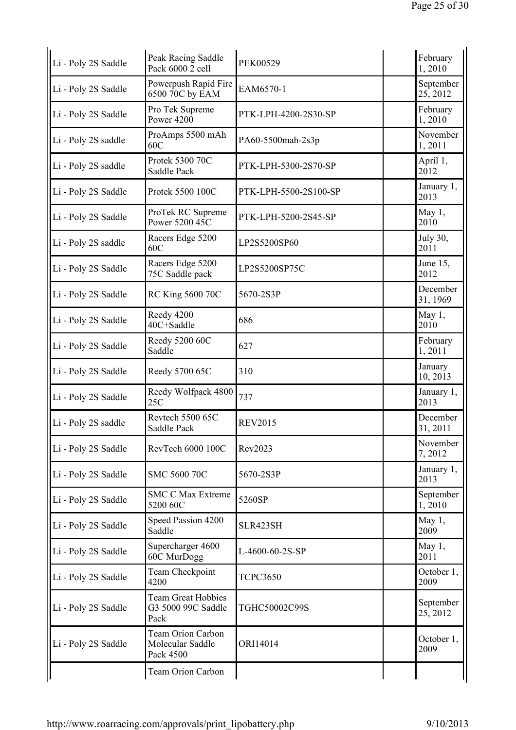| | | | | |
|---|---|---|---|---|
| Li - Poly 2S Saddle | Peak Racing Saddle Pack 6000 2 cell | PEK00529 | | February 1, 2010 |
| Li - Poly 2S Saddle | Powerpush Rapid Fire 6500 70C by EAM | EAM6570-1 | | September 25, 2012 |
| Li - Poly 2S Saddle | Pro Tek Supreme Power 4200 | PTK-LPH-4200-2S30-SP | | February 1, 2010 |
| Li - Poly 2S saddle | ProAmps 5500 mAh 60C | PA60-5500mah-2s3p | | November 1, 2011 |
| Li - Poly 2S saddle | Protek 5300 70C Saddle Pack | PTK-LPH-5300-2S70-SP | | April 1, 2012 |
| Li - Poly 2S Saddle | Protek 5500 100C | PTK-LPH-5500-2S100-SP | | January 1, 2013 |
| Li - Poly 2S Saddle | ProTek RC Supreme Power 5200 45C | PTK-LPH-5200-2S45-SP | | May 1, 2010 |
| Li - Poly 2S saddle | Racers Edge 5200 60C | LP2S5200SP60 | | July 30, 2011 |
| Li - Poly 2S Saddle | Racers Edge 5200 75C Saddle pack | LP2S5200SP75C | | June 15, 2012 |
| Li - Poly 2S Saddle | RC King 5600 70C | 5670-2S3P | | December 31, 1969 |
| Li - Poly 2S Saddle | Reedy 4200 40C+Saddle | 686 | | May 1, 2010 |
| Li - Poly 2S Saddle | Reedy 5200 60C Saddle | 627 | | February 1, 2011 |
| Li - Poly 2S Saddle | Reedy 5700 65C | 310 | | January 10, 2013 |
| Li - Poly 2S Saddle | Reedy Wolfpack 4800 25C | 737 | | January 1, 2013 |
| Li - Poly 2S saddle | Revtech 5500 65C Saddle Pack | REV2015 | | December 31, 2011 |
| Li - Poly 2S Saddle | RevTech 6000 100C | Rev2023 | | November 7, 2012 |
| Li - Poly 2S Saddle | SMC 5600 70C | 5670-2S3P | | January 1, 2013 |
| Li - Poly 2S Saddle | SMC C Max Extreme 5200 60C | 5260SP | | September 1, 2010 |
| Li - Poly 2S Saddle | Speed Passion 4200 Saddle | SLR423SH | | May 1, 2009 |
| Li - Poly 2S Saddle | Supercharger 4600 60C MurDogg | L-4600-60-2S-SP | | May 1, 2011 |
| Li - Poly 2S Saddle | Team Checkpoint 4200 | TCPC3650 | | October 1, 2009 |
| Li - Poly 2S Saddle | Team Great Hobbies G3 5000 99C Saddle Pack | TGHC50002C99S | | September 25, 2012 |
| Li - Poly 2S Saddle | Team Orion Carbon Molecular Saddle Pack 4500 | ORI14014 | | October 1, 2009 |
| | Team Orion Carbon | | | |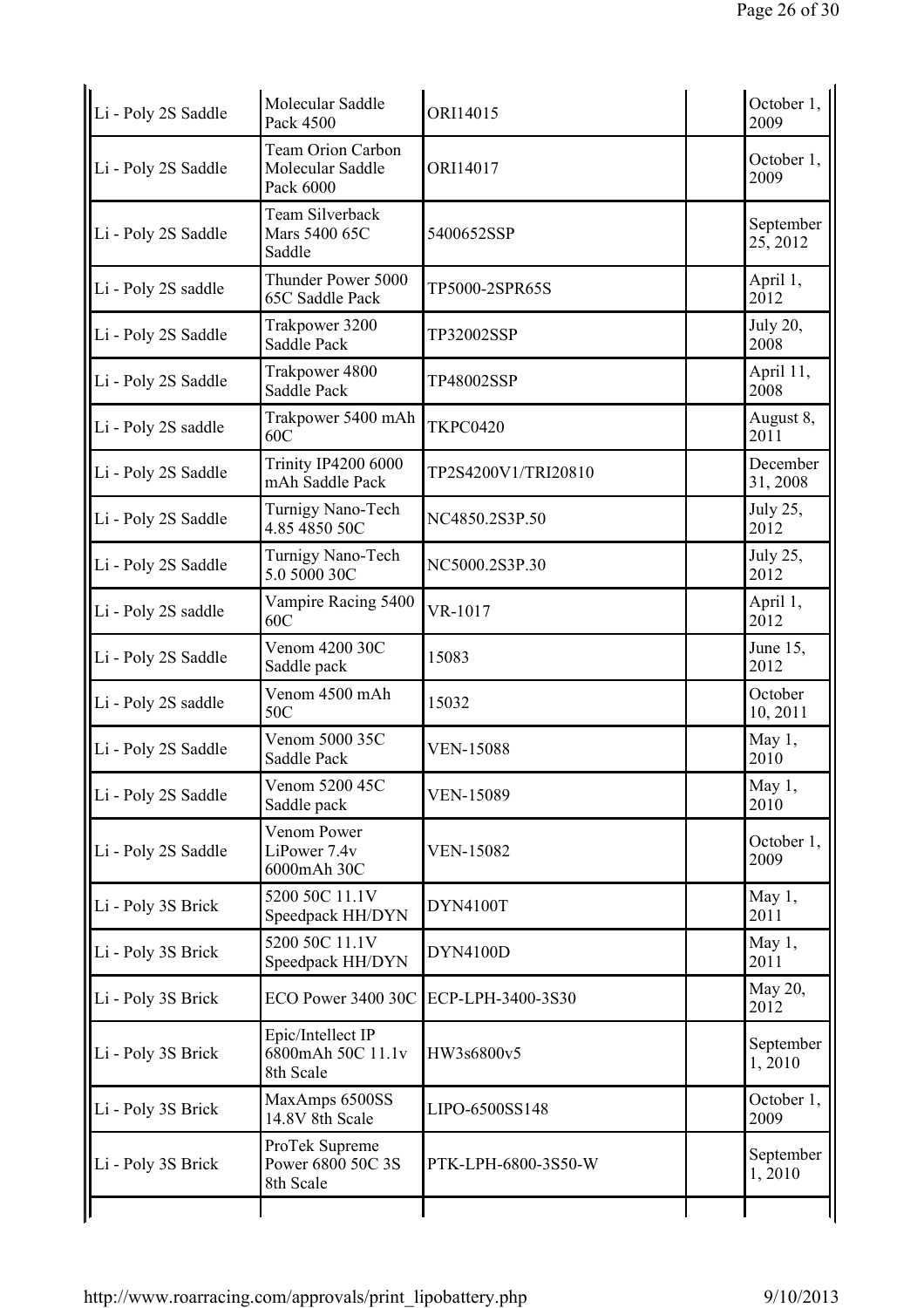| | | | | |
|---|---|---|---|---|
| Li - Poly 2S Saddle | Molecular Saddle Pack 4500 | ORI14015 | | October 1, 2009 |
| Li - Poly 2S Saddle | Team Orion Carbon Molecular Saddle Pack 6000 | ORI14017 | | October 1, 2009 |
| Li - Poly 2S Saddle | Team Silverback Mars 5400 65C Saddle | 5400652SSP | | September 25, 2012 |
| Li - Poly 2S saddle | Thunder Power 5000 65C Saddle Pack | TP5000-2SPR65S | | April 1, 2012 |
| Li - Poly 2S Saddle | Trakpower 3200 Saddle Pack | TP32002SSP | | July 20, 2008 |
| Li - Poly 2S Saddle | Trakpower 4800 Saddle Pack | TP48002SSP | | April 11, 2008 |
| Li - Poly 2S saddle | Trakpower 5400 mAh 60C | TKPC0420 | | August 8, 2011 |
| Li - Poly 2S Saddle | Trinity IP4200 6000 mAh Saddle Pack | TP2S4200V1/TRI20810 | | December 31, 2008 |
| Li - Poly 2S Saddle | Turnigy Nano-Tech 4.85 4850 50C | NC4850.2S3P.50 | | July 25, 2012 |
| Li - Poly 2S Saddle | Turnigy Nano-Tech 5.0 5000 30C | NC5000.2S3P.30 | | July 25, 2012 |
| Li - Poly 2S saddle | Vampire Racing 5400 60C | VR-1017 | | April 1, 2012 |
| Li - Poly 2S Saddle | Venom 4200 30C Saddle pack | 15083 | | June 15, 2012 |
| Li - Poly 2S saddle | Venom 4500 mAh 50C | 15032 | | October 10, 2011 |
| Li - Poly 2S Saddle | Venom 5000 35C Saddle Pack | VEN-15088 | | May 1, 2010 |
| Li - Poly 2S Saddle | Venom 5200 45C Saddle pack | VEN-15089 | | May 1, 2010 |
| Li - Poly 2S Saddle | Venom Power LiPower 7.4v 6000mAh 30C | VEN-15082 | | October 1, 2009 |
| Li - Poly 3S Brick | 5200 50C 11.1V Speedpack HH/DYN | DYN4100T | | May 1, 2011 |
| Li - Poly 3S Brick | 5200 50C 11.1V Speedpack HH/DYN | DYN4100D | | May 1, 2011 |
| Li - Poly 3S Brick | ECO Power 3400 30C | ECP-LPH-3400-3S30 | | May 20, 2012 |
| Li - Poly 3S Brick | Epic/Intellect IP 6800mAh 50C 11.1v 8th Scale | HW3s6800v5 | | September 1, 2010 |
| Li - Poly 3S Brick | MaxAmps 6500SS 14.8V 8th Scale | LIPO-6500SS148 | | October 1, 2009 |
| Li - Poly 3S Brick | ProTek Supreme Power 6800 50C 3S 8th Scale | PTK-LPH-6800-3S50-W | | September 1, 2010 |
| | | | | |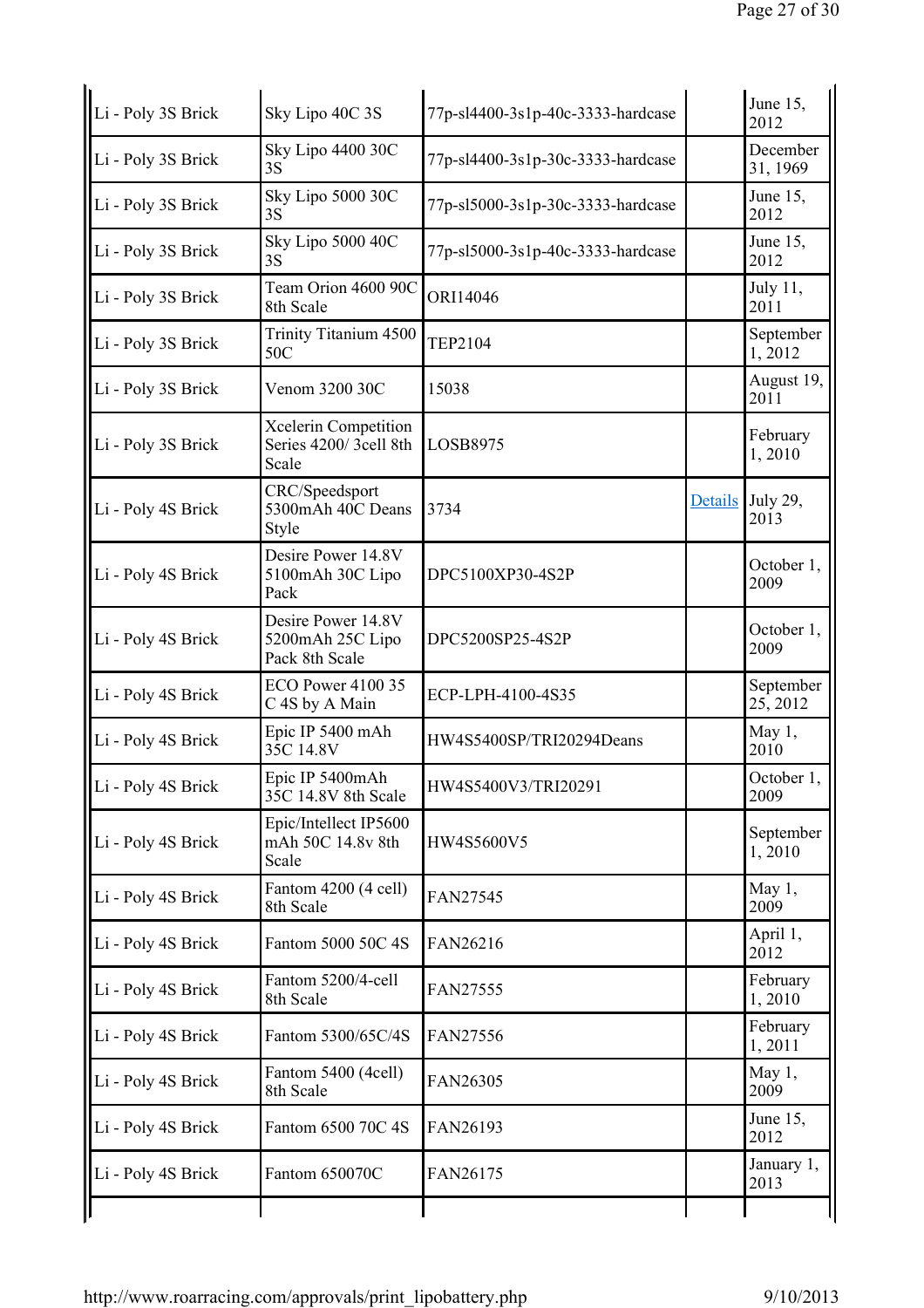| | | | | |
|---|---|---|---|---|
| Li - Poly 3S Brick | Sky Lipo 40C 3S | 77p-sl4400-3s1p-40c-3333-hardcase | | June 15, 2012 |
| Li - Poly 3S Brick | Sky Lipo 4400 30C 3S | 77p-sl4400-3s1p-30c-3333-hardcase | | December 31, 1969 |
| Li - Poly 3S Brick | Sky Lipo 5000 30C 3S | 77p-sl5000-3s1p-30c-3333-hardcase | | June 15, 2012 |
| Li - Poly 3S Brick | Sky Lipo 5000 40C 3S | 77p-sl5000-3s1p-40c-3333-hardcase | | June 15, 2012 |
| Li - Poly 3S Brick | Team Orion 4600 90C 8th Scale | ORI14046 | | July 11, 2011 |
| Li - Poly 3S Brick | Trinity Titanium 4500 50C | TEP2104 | | September 1, 2012 |
| Li - Poly 3S Brick | Venom 3200 30C | 15038 | | August 19, 2011 |
| Li - Poly 3S Brick | Xcelerin Competition Series 4200/ 3cell 8th Scale | LOSB8975 | | February 1, 2010 |
| Li - Poly 4S Brick | CRC/Speedsport 5300mAh 40C Deans Style | 3734 | Details | July 29, 2013 |
| Li - Poly 4S Brick | Desire Power 14.8V 5100mAh 30C Lipo Pack | DPC5100XP30-4S2P | | October 1, 2009 |
| Li - Poly 4S Brick | Desire Power 14.8V 5200mAh 25C Lipo Pack 8th Scale | DPC5200SP25-4S2P | | October 1, 2009 |
| Li - Poly 4S Brick | ECO Power 4100 35 C 4S by A Main | ECP-LPH-4100-4S35 | | September 25, 2012 |
| Li - Poly 4S Brick | Epic IP 5400 mAh 35C 14.8V | HW4S5400SP/TRI20294Deans | | May 1, 2010 |
| Li - Poly 4S Brick | Epic IP 5400mAh 35C 14.8V 8th Scale | HW4S5400V3/TRI20291 | | October 1, 2009 |
| Li - Poly 4S Brick | Epic/Intellect IP5600 mAh 50C 14.8v 8th Scale | HW4S5600V5 | | September 1, 2010 |
| Li - Poly 4S Brick | Fantom 4200 (4 cell) 8th Scale | FAN27545 | | May 1, 2009 |
| Li - Poly 4S Brick | Fantom 5000 50C 4S | FAN26216 | | April 1, 2012 |
| Li - Poly 4S Brick | Fantom 5200/4-cell 8th Scale | FAN27555 | | February 1, 2010 |
| Li - Poly 4S Brick | Fantom 5300/65C/4S | FAN27556 | | February 1, 2011 |
| Li - Poly 4S Brick | Fantom 5400 (4cell) 8th Scale | FAN26305 | | May 1, 2009 |
| Li - Poly 4S Brick | Fantom 6500 70C 4S | FAN26193 | | June 15, 2012 |
| Li - Poly 4S Brick | Fantom 650070C | FAN26175 | | January 1, 2013 |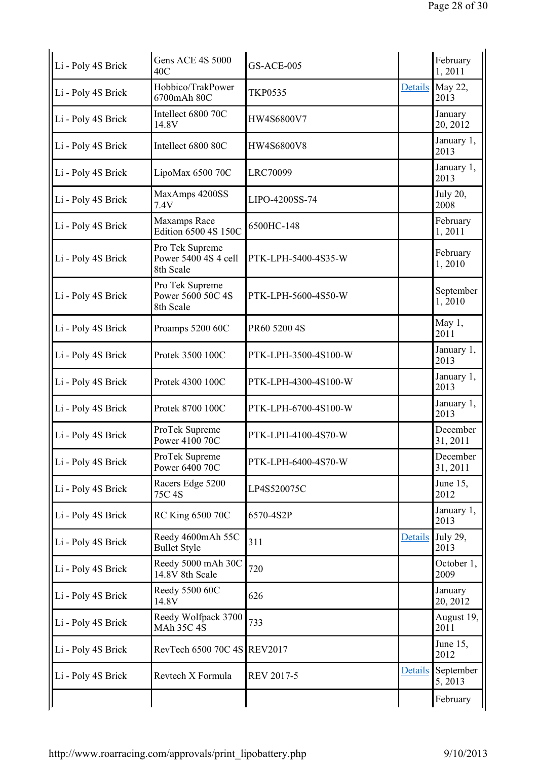| | | | | |
|---|---|---|---|---|
| Li - Poly 4S Brick | Gens ACE 4S 5000 40C | GS-ACE-005 | | February 1, 2011 |
| Li - Poly 4S Brick | Hobbico/TrakPower 6700mAh 80C | TKP0535 | Details | May 22, 2013 |
| Li - Poly 4S Brick | Intellect 6800 70C 14.8V | HW4S6800V7 | | January 20, 2012 |
| Li - Poly 4S Brick | Intellect 6800 80C | HW4S6800V8 | | January 1, 2013 |
| Li - Poly 4S Brick | LipoMax 6500 70C | LRC70099 | | January 1, 2013 |
| Li - Poly 4S Brick | MaxAmps 4200SS 7.4V | LIPO-4200SS-74 | | July 20, 2008 |
| Li - Poly 4S Brick | Maxamps Race Edition 6500 4S 150C | 6500HC-148 | | February 1, 2011 |
| Li - Poly 4S Brick | Pro Tek Supreme Power 5400 4S 4 cell 8th Scale | PTK-LPH-5400-4S35-W | | February 1, 2010 |
| Li - Poly 4S Brick | Pro Tek Supreme Power 5600 50C 4S 8th Scale | PTK-LPH-5600-4S50-W | | September 1, 2010 |
| Li - Poly 4S Brick | Proamps 5200 60C | PR60 5200 4S | | May 1, 2011 |
| Li - Poly 4S Brick | Protek 3500 100C | PTK-LPH-3500-4S100-W | | January 1, 2013 |
| Li - Poly 4S Brick | Protek 4300 100C | PTK-LPH-4300-4S100-W | | January 1, 2013 |
| Li - Poly 4S Brick | Protek 8700 100C | PTK-LPH-6700-4S100-W | | January 1, 2013 |
| Li - Poly 4S Brick | ProTek Supreme Power 4100 70C | PTK-LPH-4100-4S70-W | | December 31, 2011 |
| Li - Poly 4S Brick | ProTek Supreme Power 6400 70C | PTK-LPH-6400-4S70-W | | December 31, 2011 |
| Li - Poly 4S Brick | Racers Edge 5200 75C 4S | LP4S520075C | | June 15, 2012 |
| Li - Poly 4S Brick | RC King 6500 70C | 6570-4S2P | | January 1, 2013 |
| Li - Poly 4S Brick | Reedy 4600mAh 55C Bullet Style | 311 | Details | July 29, 2013 |
| Li - Poly 4S Brick | Reedy 5000 mAh 30C 14.8V 8th Scale | 720 | | October 1, 2009 |
| Li - Poly 4S Brick | Reedy 5500 60C 14.8V | 626 | | January 20, 2012 |
| Li - Poly 4S Brick | Reedy Wolfpack 3700 MAh 35C 4S | 733 | | August 19, 2011 |
| Li - Poly 4S Brick | RevTech 6500 70C 4S | REV2017 | | June 15, 2012 |
| Li - Poly 4S Brick | Revtech X Formula | REV 2017-5 | Details | September 5, 2013 |
| | | | | February |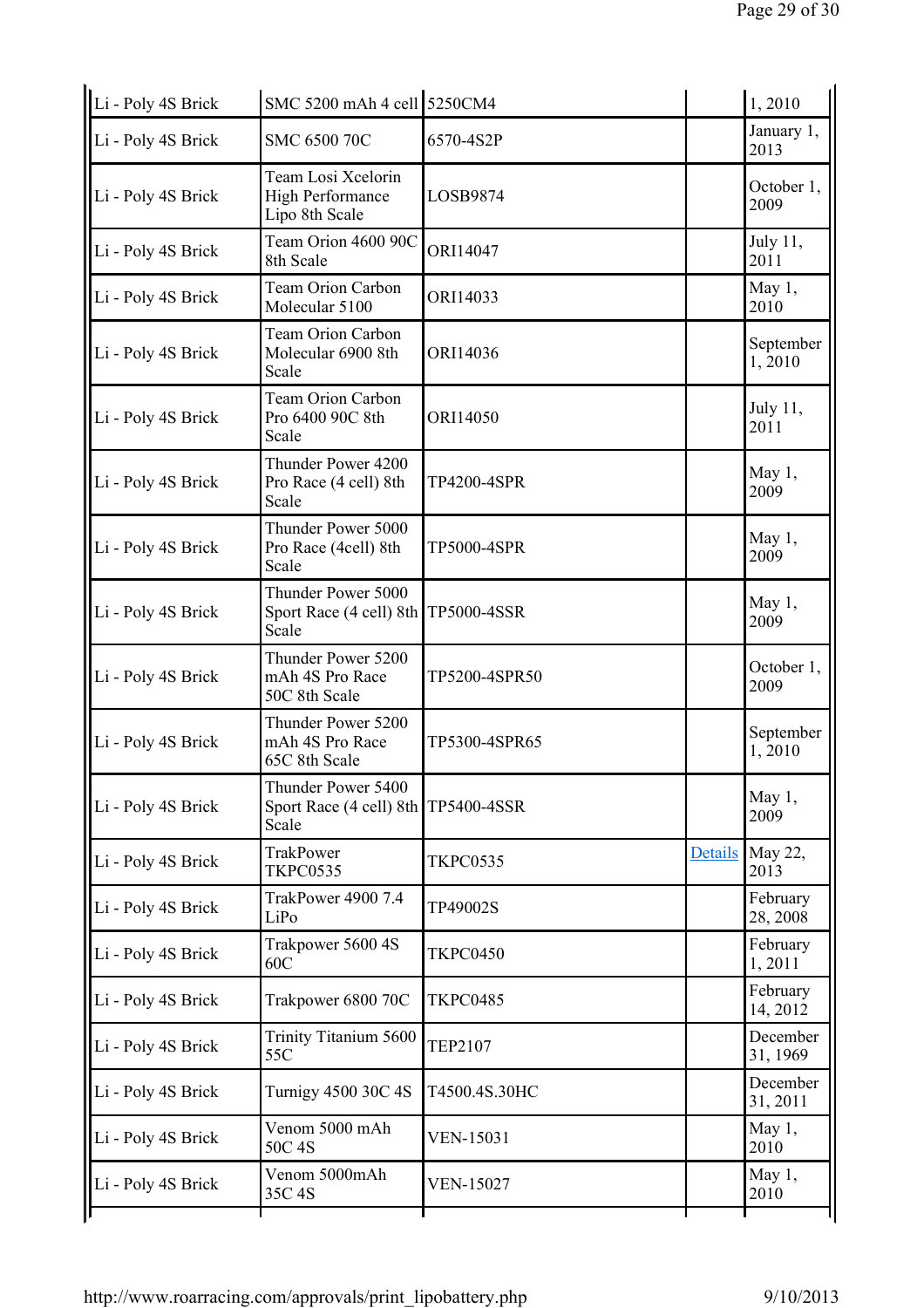| | | | | |
|---|---|---|---|---|
| Li - Poly 4S Brick | SMC 5200 mAh 4 cell | 5250CM4 | | 1, 2010 |
| Li - Poly 4S Brick | SMC 6500 70C | 6570-4S2P | | January 1, 2013 |
| Li - Poly 4S Brick | Team Losi Xcelorin High Performance Lipo 8th Scale | LOSB9874 | | October 1, 2009 |
| Li - Poly 4S Brick | Team Orion 4600 90C 8th Scale | ORI14047 | | July 11, 2011 |
| Li - Poly 4S Brick | Team Orion Carbon Molecular 5100 | ORI14033 | | May 1, 2010 |
| Li - Poly 4S Brick | Team Orion Carbon Molecular 6900 8th Scale | ORI14036 | | September 1, 2010 |
| Li - Poly 4S Brick | Team Orion Carbon Pro 6400 90C 8th Scale | ORI14050 | | July 11, 2011 |
| Li - Poly 4S Brick | Thunder Power 4200 Pro Race (4 cell) 8th Scale | TP4200-4SPR | | May 1, 2009 |
| Li - Poly 4S Brick | Thunder Power 5000 Pro Race (4cell) 8th Scale | TP5000-4SPR | | May 1, 2009 |
| Li - Poly 4S Brick | Thunder Power 5000 Sport Race (4 cell) 8th Scale | TP5000-4SSR | | May 1, 2009 |
| Li - Poly 4S Brick | Thunder Power 5200 mAh 4S Pro Race 50C 8th Scale | TP5200-4SPR50 | | October 1, 2009 |
| Li - Poly 4S Brick | Thunder Power 5200 mAh 4S Pro Race 65C 8th Scale | TP5300-4SPR65 | | September 1, 2010 |
| Li - Poly 4S Brick | Thunder Power 5400 Sport Race (4 cell) 8th Scale | TP5400-4SSR | | May 1, 2009 |
| Li - Poly 4S Brick | TrakPower TKPC0535 | TKPC0535 | Details | May 22, 2013 |
| Li - Poly 4S Brick | TrakPower 4900 7.4 LiPo | TP49002S | | February 28, 2008 |
| Li - Poly 4S Brick | Trakpower 5600 4S 60C | TKPC0450 | | February 1, 2011 |
| Li - Poly 4S Brick | Trakpower 6800 70C | TKPC0485 | | February 14, 2012 |
| Li - Poly 4S Brick | Trinity Titanium 5600 55C | TEP2107 | | December 31, 1969 |
| Li - Poly 4S Brick | Turnigy 4500 30C 4S | T4500.4S.30HC | | December 31, 2011 |
| Li - Poly 4S Brick | Venom 5000 mAh 50C 4S | VEN-15031 | | May 1, 2010 |
| Li - Poly 4S Brick | Venom 5000mAh 35C 4S | VEN-15027 | | May 1, 2010 |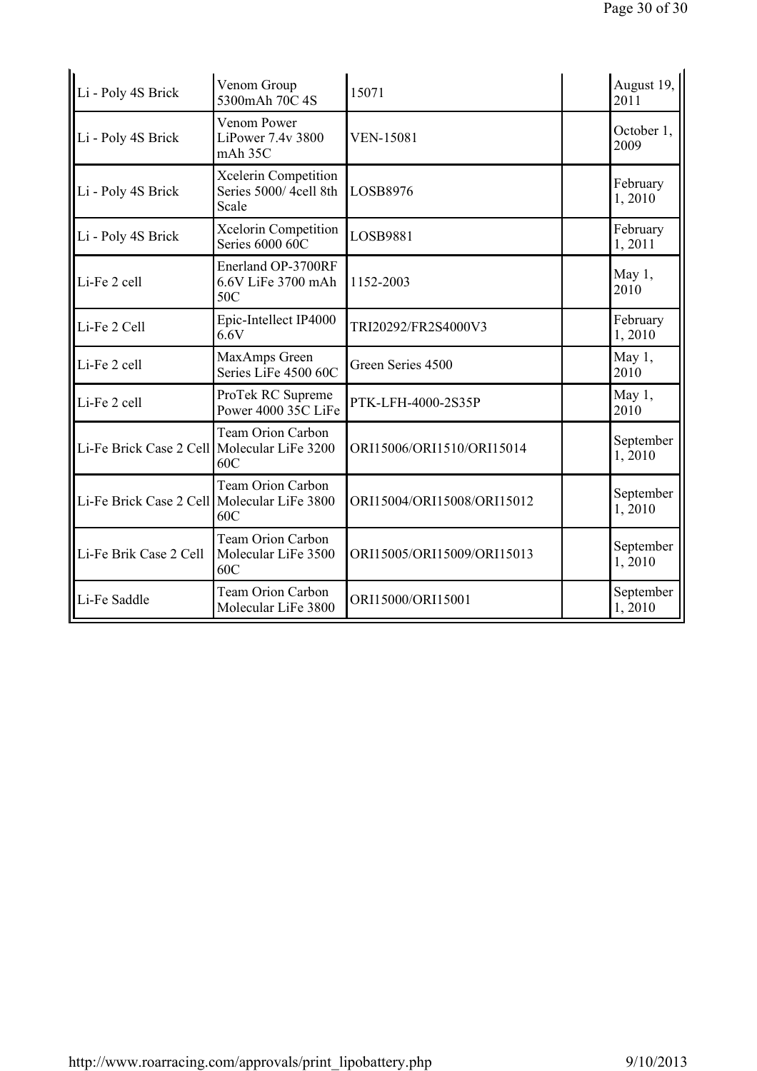| | | | | |
|---|---|---|---|---|
| Li - Poly 4S Brick | Venom Group 5300mAh 70C 4S | 15071 | | August 19, 2011 |
| Li - Poly 4S Brick | Venom Power LiPower 7.4v 3800 mAh 35C | VEN-15081 | | October 1, 2009 |
| Li - Poly 4S Brick | Xcelerin Competition Series 5000/ 4cell 8th Scale | LOSB8976 | | February 1, 2010 |
| Li - Poly 4S Brick | Xcelorin Competition Series 6000 60C | LOSB9881 | | February 1, 2011 |
| Li-Fe 2 cell | Enerland OP-3700RF 6.6V LiFe 3700 mAh 50C | 1152-2003 | | May 1, 2010 |
| Li-Fe 2 Cell | Epic-Intellect IP4000 6.6V | TRI20292/FR2S4000V3 | | February 1, 2010 |
| Li-Fe 2 cell | MaxAmps Green Series LiFe 4500 60C | Green Series 4500 | | May 1, 2010 |
| Li-Fe 2 cell | ProTek RC Supreme Power 4000 35C LiFe | PTK-LFH-4000-2S35P | | May 1, 2010 |
| Li-Fe Brick Case 2 Cell | Team Orion Carbon Molecular LiFe 3200 60C | ORI15006/ORI1510/ORI15014 | | September 1, 2010 |
| Li-Fe Brick Case 2 Cell | Team Orion Carbon Molecular LiFe 3800 60C | ORI15004/ORI15008/ORI15012 | | September 1, 2010 |
| Li-Fe Brik Case 2 Cell | Team Orion Carbon Molecular LiFe 3500 60C | ORI15005/ORI15009/ORI15013 | | September 1, 2010 |
| Li-Fe Saddle | Team Orion Carbon Molecular LiFe 3800 | ORI15000/ORI15001 | | September 1, 2010 |